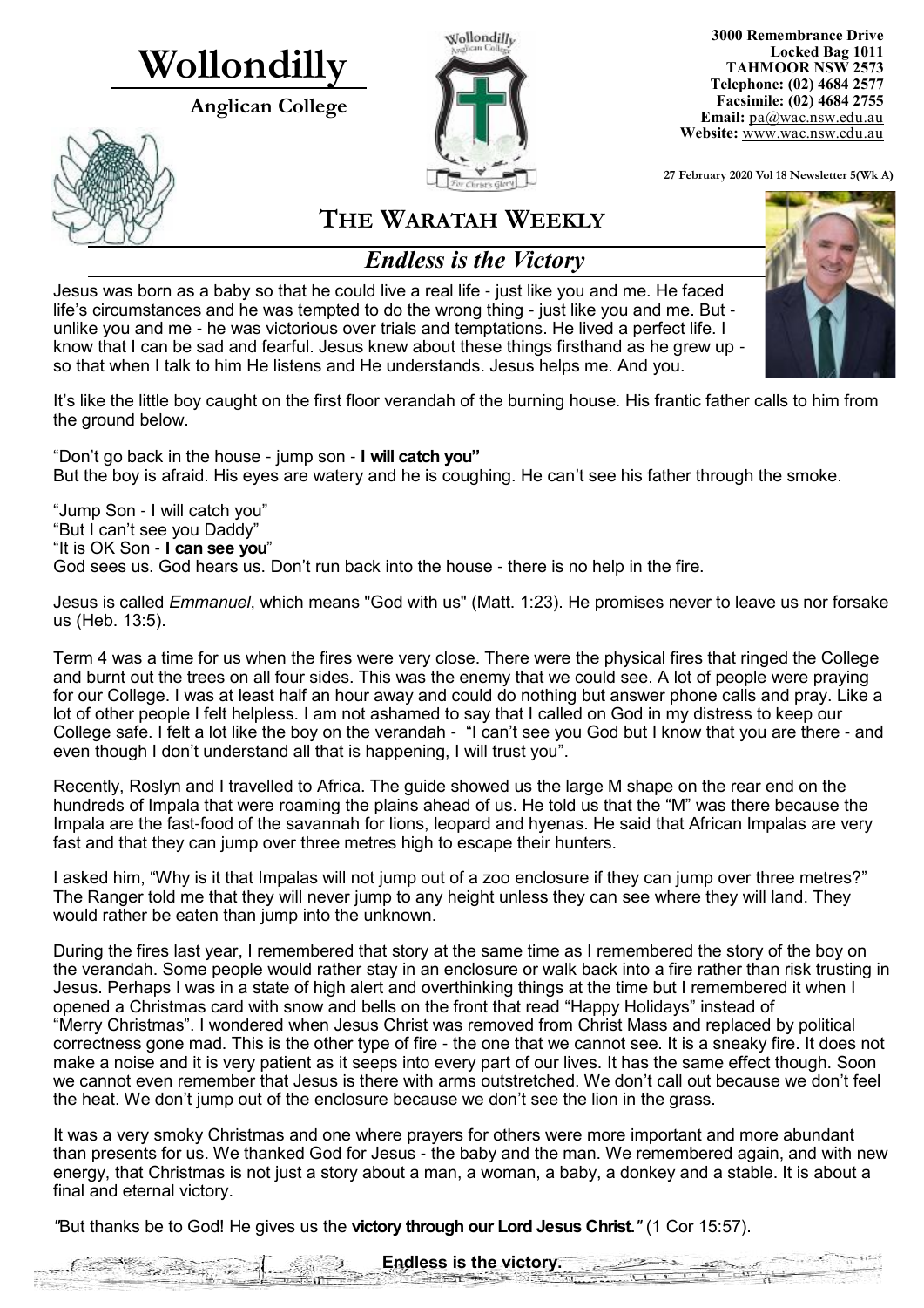# Wollondilly

**Anglican College**

**3000 Remembrance Drive**
**Locked Bag 1011**
**TAHMOOR NSW 2573**
**Telephone: (02) 4684 2577**
**Facsimile: (02) 4684 2755**
**Email:** pa@wac.nsw.edu.au
**Website:** www.wac.nsw.edu.au

**27 February 2020 Vol 18 Newsletter 5(Wk A)**

## THE WARATAH WEEKLY

### *Endless is the Victory*

Jesus was born as a baby so that he could live a real life - just like you and me. He faced life's circumstances and he was tempted to do the wrong thing - just like you and me. But - unlike you and me - he was victorious over trials and temptations. He lived a perfect life. I know that I can be sad and fearful. Jesus knew about these things firsthand as he grew up - so that when I talk to him He listens and He understands. Jesus helps me. And you.

It's like the little boy caught on the first floor verandah of the burning house. His frantic father calls to him from the ground below.

"Don't go back in the house - jump son - **I will catch you"**
But the boy is afraid. His eyes are watery and he is coughing. He can't see his father through the smoke.

"Jump Son - I will catch you"
"But I can't see you Daddy"
"It is OK Son - **I can see you**"
God sees us. God hears us. Don't run back into the house - there is no help in the fire.

Jesus is called *Emmanuel*, which means "God with us" (Matt. 1:23). He promises never to leave us nor forsake us (Heb. 13:5).

Term 4 was a time for us when the fires were very close. There were the physical fires that ringed the College and burnt out the trees on all four sides. This was the enemy that we could see. A lot of people were praying for our College. I was at least half an hour away and could do nothing but answer phone calls and pray. Like a lot of other people I felt helpless. I am not ashamed to say that I called on God in my distress to keep our College safe. I felt a lot like the boy on the verandah - "I can't see you God but I know that you are there - and even though I don't understand all that is happening, I will trust you".

Recently, Roslyn and I travelled to Africa. The guide showed us the large M shape on the rear end on the hundreds of Impala that were roaming the plains ahead of us. He told us that the "M" was there because the Impala are the fast-food of the savannah for lions, leopard and hyenas. He said that African Impalas are very fast and that they can jump over three metres high to escape their hunters.

I asked him, "Why is it that Impalas will not jump out of a zoo enclosure if they can jump over three metres?" The Ranger told me that they will never jump to any height unless they can see where they will land. They would rather be eaten than jump into the unknown.

During the fires last year, I remembered that story at the same time as I remembered the story of the boy on the verandah. Some people would rather stay in an enclosure or walk back into a fire rather than risk trusting in Jesus. Perhaps I was in a state of high alert and overthinking things at the time but I remembered it when I opened a Christmas card with snow and bells on the front that read "Happy Holidays" instead of "Merry Christmas". I wondered when Jesus Christ was removed from Christ Mass and replaced by political correctness gone mad. This is the other type of fire - the one that we cannot see. It is a sneaky fire. It does not make a noise and it is very patient as it seeps into every part of our lives. It has the same effect though. Soon we cannot even remember that Jesus is there with arms outstretched. We don't call out because we don't feel the heat. We don't jump out of the enclosure because we don't see the lion in the grass.

It was a very smoky Christmas and one where prayers for others were more important and more abundant than presents for us. We thanked God for Jesus - the baby and the man. We remembered again, and with new energy, that Christmas is not just a story about a man, a woman, a baby, a donkey and a stable. It is about a final and eternal victory.

*"*But thanks be to God! He gives us the **victory through our Lord Jesus Christ.***"* (1 Cor 15:57).

**Endless is the victory.**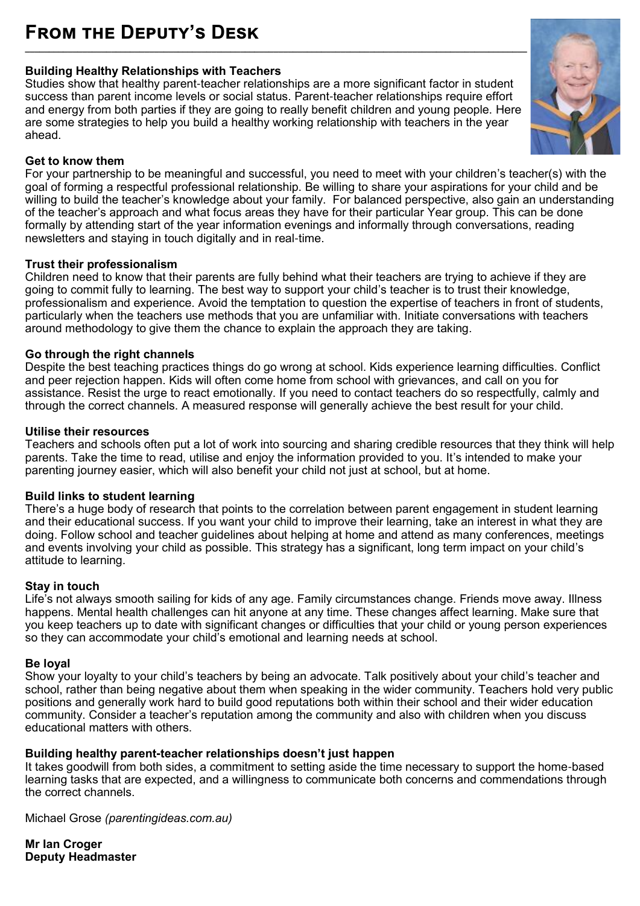# From the Deputy's Desk

**Building Healthy Relationships with Teachers**

Studies show that healthy parent-teacher relationships are a more significant factor in student success than parent income levels or social status. Parent-teacher relationships require effort and energy from both parties if they are going to really benefit children and young people. Here are some strategies to help you build a healthy working relationship with teachers in the year ahead.

**Get to know them**

For your partnership to be meaningful and successful, you need to meet with your children's teacher(s) with the goal of forming a respectful professional relationship. Be willing to share your aspirations for your child and be willing to build the teacher's knowledge about your family. For balanced perspective, also gain an understanding of the teacher's approach and what focus areas they have for their particular Year group. This can be done formally by attending start of the year information evenings and informally through conversations, reading newsletters and staying in touch digitally and in real-time.

**Trust their professionalism**

Children need to know that their parents are fully behind what their teachers are trying to achieve if they are going to commit fully to learning. The best way to support your child's teacher is to trust their knowledge, professionalism and experience. Avoid the temptation to question the expertise of teachers in front of students, particularly when the teachers use methods that you are unfamiliar with. Initiate conversations with teachers around methodology to give them the chance to explain the approach they are taking.

**Go through the right channels**

Despite the best teaching practices things do go wrong at school. Kids experience learning difficulties. Conflict and peer rejection happen. Kids will often come home from school with grievances, and call on you for assistance. Resist the urge to react emotionally. If you need to contact teachers do so respectfully, calmly and through the correct channels. A measured response will generally achieve the best result for your child.

**Utilise their resources**

Teachers and schools often put a lot of work into sourcing and sharing credible resources that they think will help parents. Take the time to read, utilise and enjoy the information provided to you. It's intended to make your parenting journey easier, which will also benefit your child not just at school, but at home.

**Build links to student learning**

There's a huge body of research that points to the correlation between parent engagement in student learning and their educational success. If you want your child to improve their learning, take an interest in what they are doing. Follow school and teacher guidelines about helping at home and attend as many conferences, meetings and events involving your child as possible. This strategy has a significant, long term impact on your child's attitude to learning.

**Stay in touch**

Life's not always smooth sailing for kids of any age. Family circumstances change. Friends move away. Illness happens. Mental health challenges can hit anyone at any time. These changes affect learning. Make sure that you keep teachers up to date with significant changes or difficulties that your child or young person experiences so they can accommodate your child's emotional and learning needs at school.

**Be loyal**

Show your loyalty to your child's teachers by being an advocate. Talk positively about your child's teacher and school, rather than being negative about them when speaking in the wider community. Teachers hold very public positions and generally work hard to build good reputations both within their school and their wider education community. Consider a teacher's reputation among the community and also with children when you discuss educational matters with others.

**Building healthy parent-teacher relationships doesn't just happen**

It takes goodwill from both sides, a commitment to setting aside the time necessary to support the home-based learning tasks that are expected, and a willingness to communicate both concerns and commendations through the correct channels.

Michael Grose *(parentingideas.com.au)*

**Mr Ian Croger**
**Deputy Headmaster**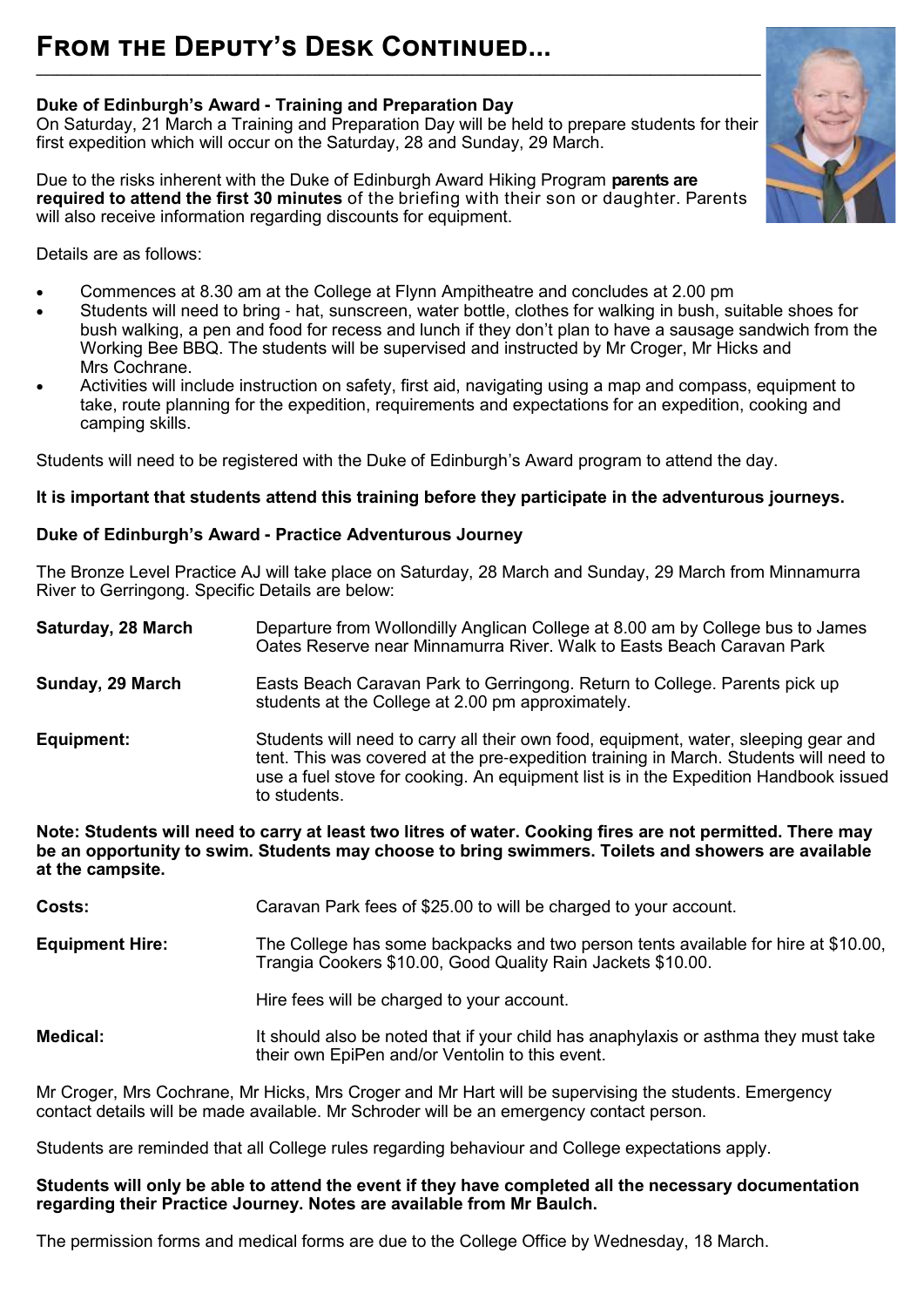# From the Deputy's Desk Continued...

**Duke of Edinburgh's Award - Training and Preparation Day**

On Saturday, 21 March a Training and Preparation Day will be held to prepare students for their first expedition which will occur on the Saturday, 28 and Sunday, 29 March.

Due to the risks inherent with the Duke of Edinburgh Award Hiking Program **parents are required to attend the first 30 minutes** of the briefing with their son or daughter. Parents will also receive information regarding discounts for equipment.

Details are as follows:

- Commences at 8.30 am at the College at Flynn Ampitheatre and concludes at 2.00 pm
- Students will need to bring - hat, sunscreen, water bottle, clothes for walking in bush, suitable shoes for bush walking, a pen and food for recess and lunch if they don't plan to have a sausage sandwich from the Working Bee BBQ. The students will be supervised and instructed by Mr Croger, Mr Hicks and Mrs Cochrane.
- Activities will include instruction on safety, first aid, navigating using a map and compass, equipment to take, route planning for the expedition, requirements and expectations for an expedition, cooking and camping skills.

Students will need to be registered with the Duke of Edinburgh's Award program to attend the day.

**It is important that students attend this training before they participate in the adventurous journeys.**

**Duke of Edinburgh's Award - Practice Adventurous Journey**

The Bronze Level Practice AJ will take place on Saturday, 28 March and Sunday, 29 March from Minnamurra River to Gerringong. Specific Details are below:

**Saturday, 28 March** — Departure from Wollondilly Anglican College at 8.00 am by College bus to James Oates Reserve near Minnamurra River. Walk to Easts Beach Caravan Park

**Sunday, 29 March** — Easts Beach Caravan Park to Gerringong. Return to College. Parents pick up students at the College at 2.00 pm approximately.

**Equipment:** — Students will need to carry all their own food, equipment, water, sleeping gear and tent. This was covered at the pre-expedition training in March. Students will need to use a fuel stove for cooking. An equipment list is in the Expedition Handbook issued to students.

**Note: Students will need to carry at least two litres of water. Cooking fires are not permitted. There may be an opportunity to swim. Students may choose to bring swimmers. Toilets and showers are available at the campsite.**

**Costs:** — Caravan Park fees of $25.00 to will be charged to your account.

**Equipment Hire:** — The College has some backpacks and two person tents available for hire at $10.00, Trangia Cookers $10.00, Good Quality Rain Jackets $10.00.

Hire fees will be charged to your account.

**Medical:** — It should also be noted that if your child has anaphylaxis or asthma they must take their own EpiPen and/or Ventolin to this event.

Mr Croger, Mrs Cochrane, Mr Hicks, Mrs Croger and Mr Hart will be supervising the students. Emergency contact details will be made available. Mr Schroder will be an emergency contact person.

Students are reminded that all College rules regarding behaviour and College expectations apply.

**Students will only be able to attend the event if they have completed all the necessary documentation regarding their Practice Journey. Notes are available from Mr Baulch.**

The permission forms and medical forms are due to the College Office by Wednesday, 18 March.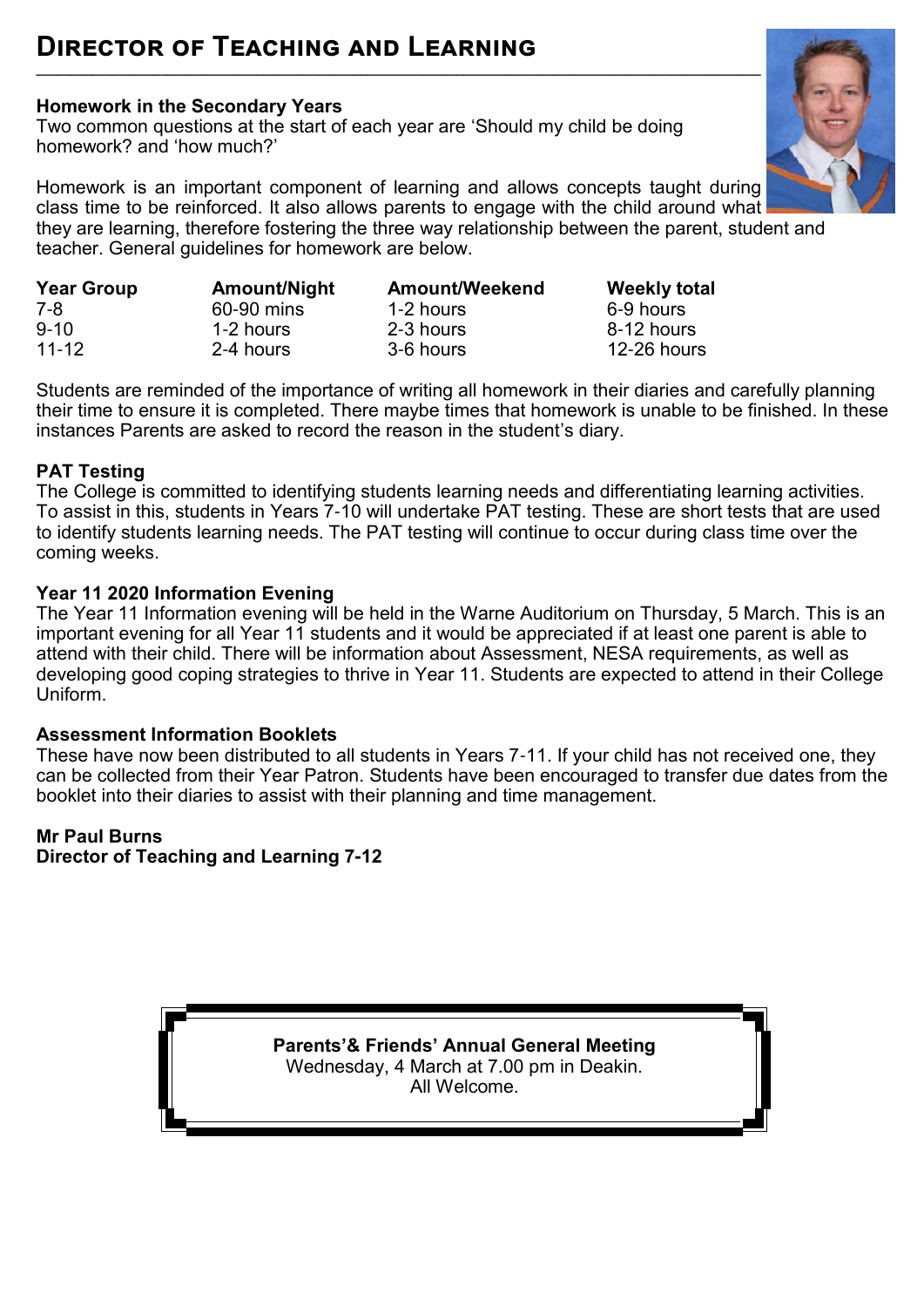# Director of Teaching and Learning

### Homework in the Secondary Years

Two common questions at the start of each year are 'Should my child be doing homework? and 'how much?'

Homework is an important component of learning and allows concepts taught during class time to be reinforced. It also allows parents to engage with the child around what they are learning, therefore fostering the three way relationship between the parent, student and teacher. General guidelines for homework are below.

| Year Group | Amount/Night | Amount/Weekend | Weekly total |
| --- | --- | --- | --- |
| 7-8 | 60-90 mins | 1-2 hours | 6-9 hours |
| 9-10 | 1-2 hours | 2-3 hours | 8-12 hours |
| 11-12 | 2-4 hours | 3-6 hours | 12-26 hours |

Students are reminded of the importance of writing all homework in their diaries and carefully planning their time to ensure it is completed. There maybe times that homework is unable to be finished. In these instances Parents are asked to record the reason in the student's diary.

### PAT Testing

The College is committed to identifying students learning needs and differentiating learning activities. To assist in this, students in Years 7-10 will undertake PAT testing. These are short tests that are used to identify students learning needs. The PAT testing will continue to occur during class time over the coming weeks.

### Year 11 2020 Information Evening

The Year 11 Information evening will be held in the Warne Auditorium on Thursday, 5 March. This is an important evening for all Year 11 students and it would be appreciated if at least one parent is able to attend with their child. There will be information about Assessment, NESA requirements, as well as developing good coping strategies to thrive in Year 11. Students are expected to attend in their College Uniform.

### Assessment Information Booklets

These have now been distributed to all students in Years 7-11. If your child has not received one, they can be collected from their Year Patron. Students have been encouraged to transfer due dates from the booklet into their diaries to assist with their planning and time management.

**Mr Paul Burns**
**Director of Teaching and Learning 7-12**

**Parents'& Friends' Annual General Meeting**
Wednesday, 4 March at 7.00 pm in Deakin.
All Welcome.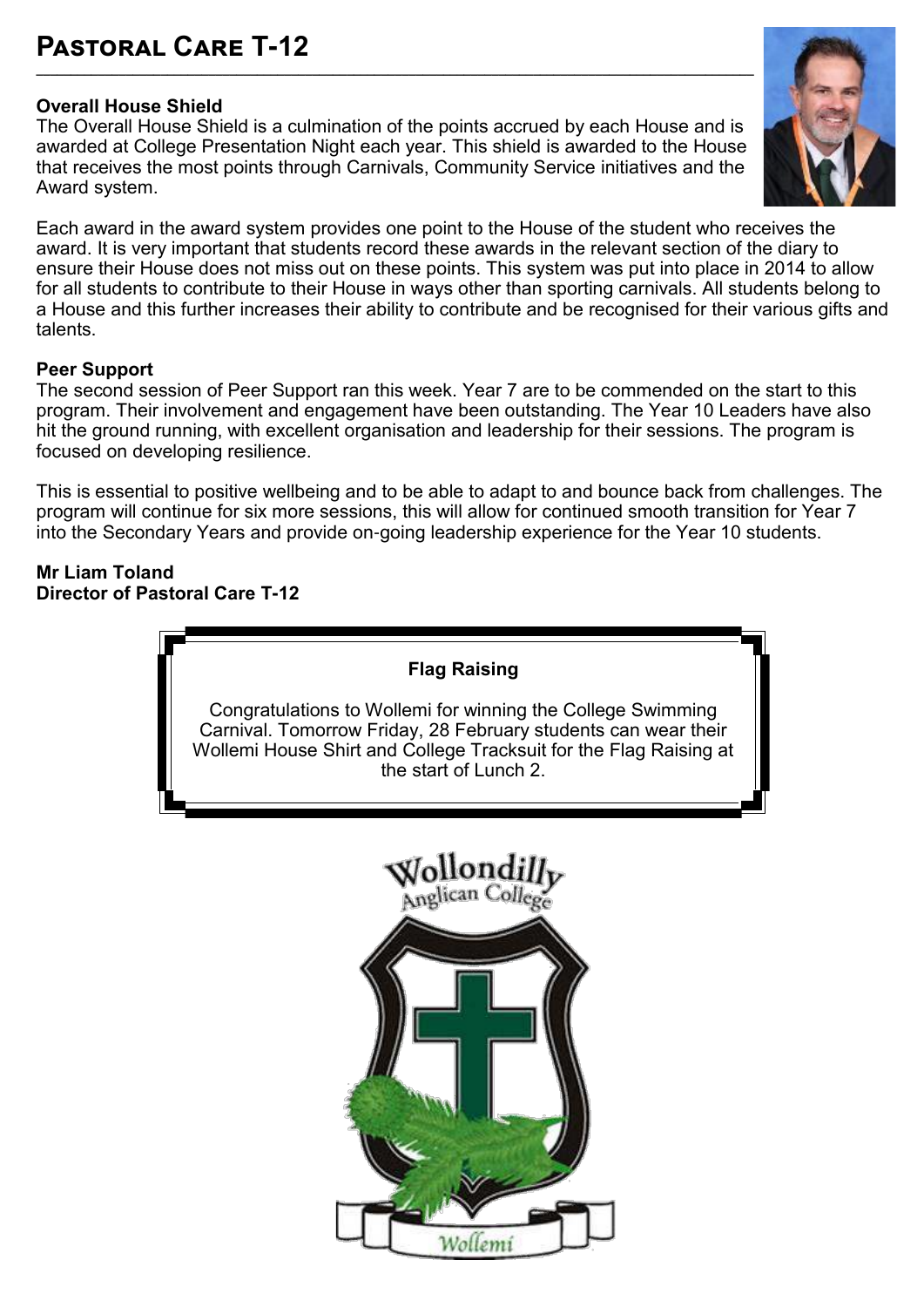# Pastoral Care T-12

**Overall House Shield**
The Overall House Shield is a culmination of the points accrued by each House and is awarded at College Presentation Night each year. This shield is awarded to the House that receives the most points through Carnivals, Community Service initiatives and the Award system.

Each award in the award system provides one point to the House of the student who receives the award. It is very important that students record these awards in the relevant section of the diary to ensure their House does not miss out on these points. This system was put into place in 2014 to allow for all students to contribute to their House in ways other than sporting carnivals. All students belong to a House and this further increases their ability to contribute and be recognised for their various gifts and talents.

**Peer Support**
The second session of Peer Support ran this week. Year 7 are to be commended on the start to this program. Their involvement and engagement have been outstanding. The Year 10 Leaders have also hit the ground running, with excellent organisation and leadership for their sessions. The program is focused on developing resilience.

This is essential to positive wellbeing and to be able to adapt to and bounce back from challenges. The program will continue for six more sessions, this will allow for continued smooth transition for Year 7 into the Secondary Years and provide on-going leadership experience for the Year 10 students.

**Mr Liam Toland**
**Director of Pastoral Care T-12**

**Flag Raising**

Congratulations to Wollemi for winning the College Swimming Carnival. Tomorrow Friday, 28 February students can wear their Wollemi House Shirt and College Tracksuit for the Flag Raising at the start of Lunch 2.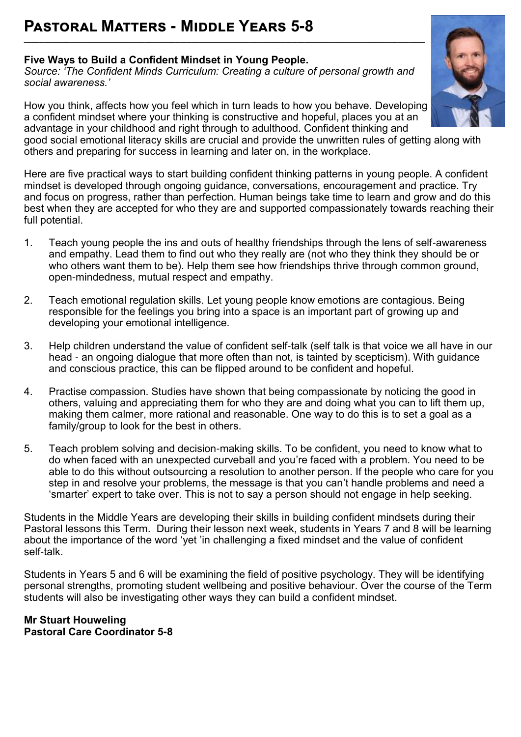# Pastoral Matters - Middle Years 5-8

**Five Ways to Build a Confident Mindset in Young People.**
*Source: 'The Confident Minds Curriculum: Creating a culture of personal growth and social awareness.'*

How you think, affects how you feel which in turn leads to how you behave. Developing a confident mindset where your thinking is constructive and hopeful, places you at an advantage in your childhood and right through to adulthood. Confident thinking and good social emotional literacy skills are crucial and provide the unwritten rules of getting along with others and preparing for success in learning and later on, in the workplace.

Here are five practical ways to start building confident thinking patterns in young people. A confident mindset is developed through ongoing guidance, conversations, encouragement and practice. Try and focus on progress, rather than perfection. Human beings take time to learn and grow and do this best when they are accepted for who they are and supported compassionately towards reaching their full potential.

1. Teach young people the ins and outs of healthy friendships through the lens of self-awareness and empathy. Lead them to find out who they really are (not who they think they should be or who others want them to be). Help them see how friendships thrive through common ground, open-mindedness, mutual respect and empathy.

2. Teach emotional regulation skills. Let young people know emotions are contagious. Being responsible for the feelings you bring into a space is an important part of growing up and developing your emotional intelligence.

3. Help children understand the value of confident self-talk (self talk is that voice we all have in our head - an ongoing dialogue that more often than not, is tainted by scepticism). With guidance and conscious practice, this can be flipped around to be confident and hopeful.

4. Practise compassion. Studies have shown that being compassionate by noticing the good in others, valuing and appreciating them for who they are and doing what you can to lift them up, making them calmer, more rational and reasonable. One way to do this is to set a goal as a family/group to look for the best in others.

5. Teach problem solving and decision-making skills. To be confident, you need to know what to do when faced with an unexpected curveball and you're faced with a problem. You need to be able to do this without outsourcing a resolution to another person. If the people who care for you step in and resolve your problems, the message is that you can't handle problems and need a 'smarter' expert to take over. This is not to say a person should not engage in help seeking.

Students in the Middle Years are developing their skills in building confident mindsets during their Pastoral lessons this Term. During their lesson next week, students in Years 7 and 8 will be learning about the importance of the word 'yet 'in challenging a fixed mindset and the value of confident self-talk.

Students in Years 5 and 6 will be examining the field of positive psychology. They will be identifying personal strengths, promoting student wellbeing and positive behaviour. Over the course of the Term students will also be investigating other ways they can build a confident mindset.

**Mr Stuart Houweling**
**Pastoral Care Coordinator 5-8**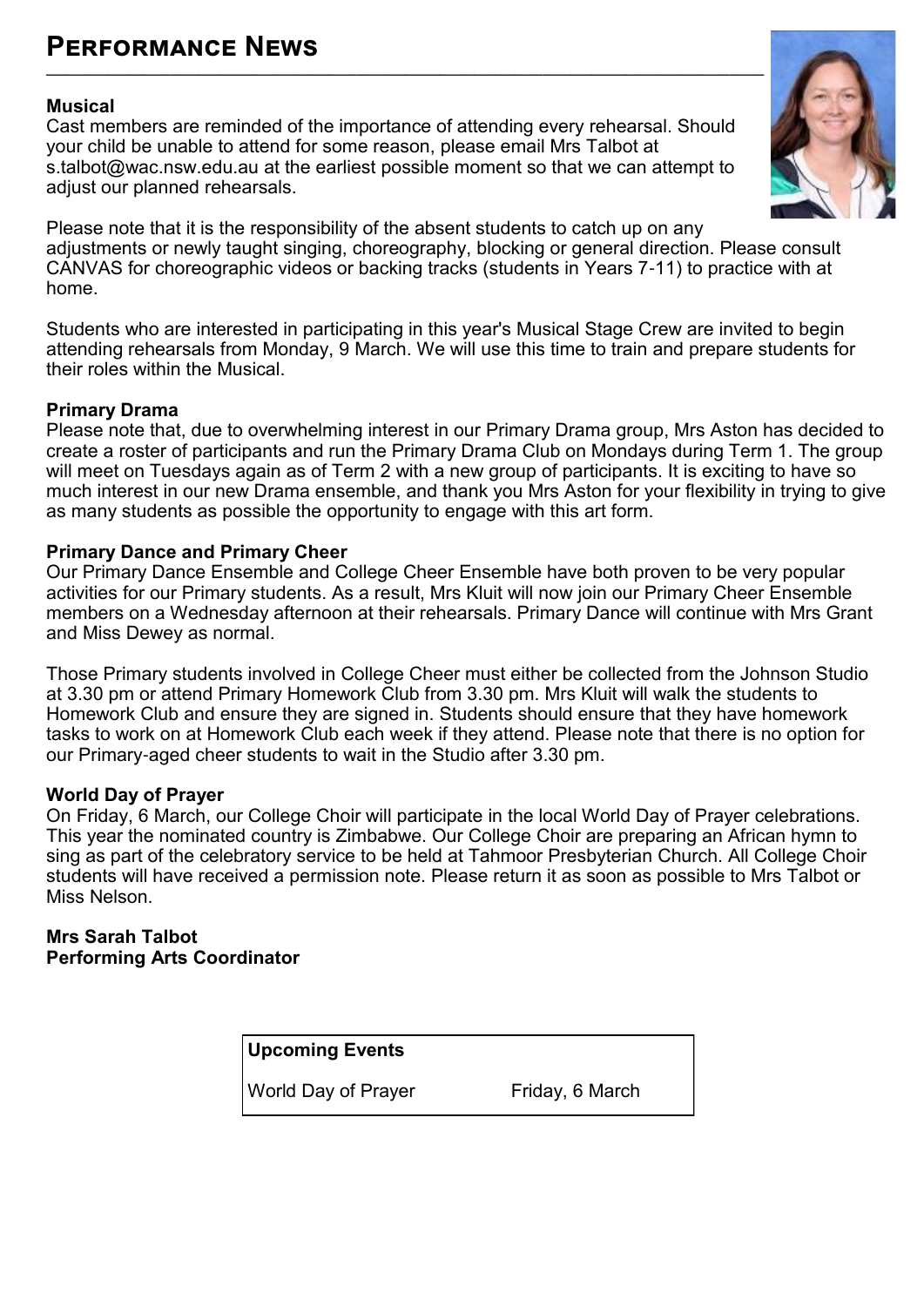# Performance News

**Musical**

Cast members are reminded of the importance of attending every rehearsal. Should your child be unable to attend for some reason, please email Mrs Talbot at s.talbot@wac.nsw.edu.au at the earliest possible moment so that we can attempt to adjust our planned rehearsals.

Please note that it is the responsibility of the absent students to catch up on any adjustments or newly taught singing, choreography, blocking or general direction. Please consult CANVAS for choreographic videos or backing tracks (students in Years 7-11) to practice with at home.

Students who are interested in participating in this year's Musical Stage Crew are invited to begin attending rehearsals from Monday, 9 March. We will use this time to train and prepare students for their roles within the Musical.

**Primary Drama**

Please note that, due to overwhelming interest in our Primary Drama group, Mrs Aston has decided to create a roster of participants and run the Primary Drama Club on Mondays during Term 1. The group will meet on Tuesdays again as of Term 2 with a new group of participants. It is exciting to have so much interest in our new Drama ensemble, and thank you Mrs Aston for your flexibility in trying to give as many students as possible the opportunity to engage with this art form.

**Primary Dance and Primary Cheer**

Our Primary Dance Ensemble and College Cheer Ensemble have both proven to be very popular activities for our Primary students. As a result, Mrs Kluit will now join our Primary Cheer Ensemble members on a Wednesday afternoon at their rehearsals. Primary Dance will continue with Mrs Grant and Miss Dewey as normal.

Those Primary students involved in College Cheer must either be collected from the Johnson Studio at 3.30 pm or attend Primary Homework Club from 3.30 pm. Mrs Kluit will walk the students to Homework Club and ensure they are signed in. Students should ensure that they have homework tasks to work on at Homework Club each week if they attend. Please note that there is no option for our Primary-aged cheer students to wait in the Studio after 3.30 pm.

**World Day of Prayer**

On Friday, 6 March, our College Choir will participate in the local World Day of Prayer celebrations. This year the nominated country is Zimbabwe. Our College Choir are preparing an African hymn to sing as part of the celebratory service to be held at Tahmoor Presbyterian Church. All College Choir students will have received a permission note. Please return it as soon as possible to Mrs Talbot or Miss Nelson.

**Mrs Sarah Talbot**
**Performing Arts Coordinator**

| **Upcoming Events** | |
|---|---|
| World Day of Prayer | Friday, 6 March |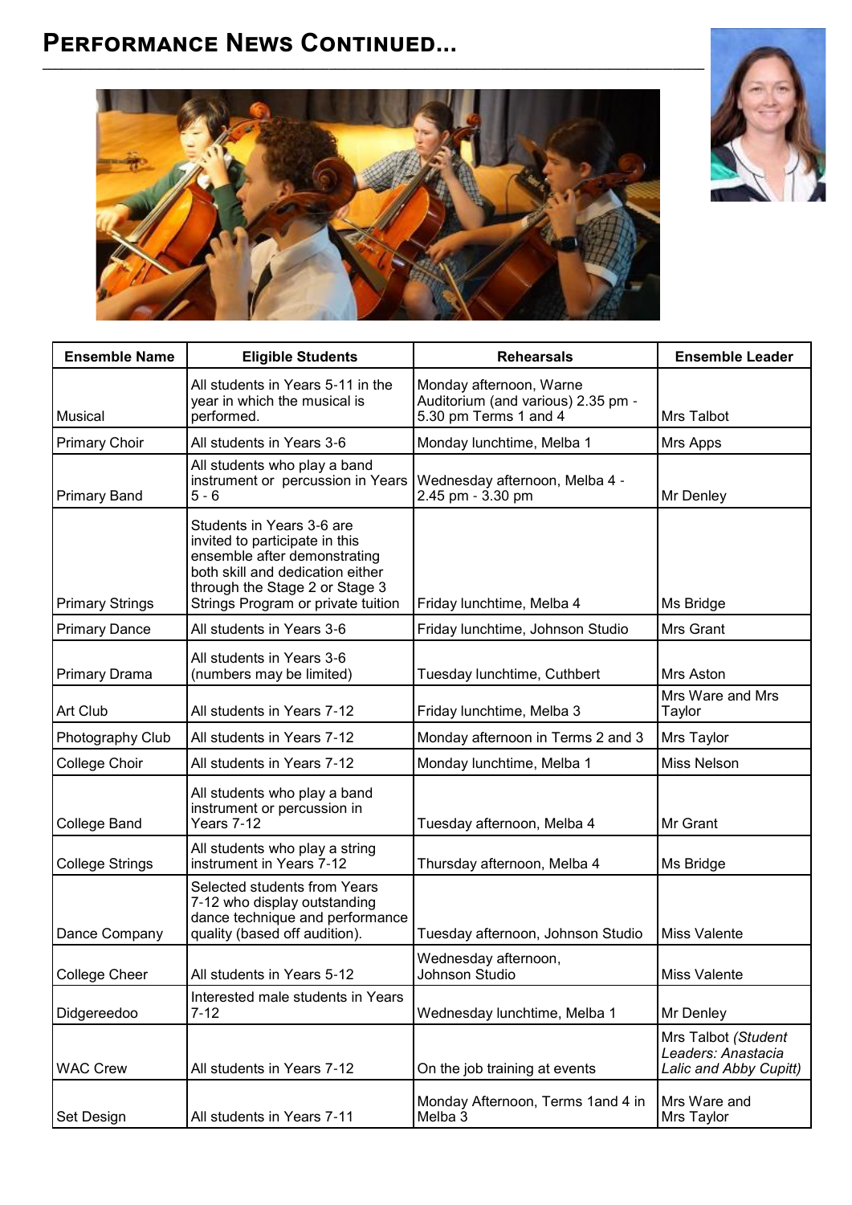# Performance News Continued...

| Ensemble Name | Eligible Students | Rehearsals | Ensemble Leader |
|---|---|---|---|
| Musical | All students in Years 5-11 in the year in which the musical is performed. | Monday afternoon, Warne Auditorium (and various) 2.35 pm - 5.30 pm Terms 1 and 4 | Mrs Talbot |
| Primary Choir | All students in Years 3-6 | Monday lunchtime, Melba 1 | Mrs Apps |
| Primary Band | All students who play a band instrument or percussion in Years 5 - 6 | Wednesday afternoon, Melba 4 - 2.45 pm - 3.30 pm | Mr Denley |
| Primary Strings | Students in Years 3-6 are invited to participate in this ensemble after demonstrating both skill and dedication either through the Stage 2 or Stage 3 Strings Program or private tuition | Friday lunchtime, Melba 4 | Ms Bridge |
| Primary Dance | All students in Years 3-6 | Friday lunchtime, Johnson Studio | Mrs Grant |
| Primary Drama | All students in Years 3-6 (numbers may be limited) | Tuesday lunchtime, Cuthbert | Mrs Aston |
| Art Club | All students in Years 7-12 | Friday lunchtime, Melba 3 | Mrs Ware and Mrs Taylor |
| Photography Club | All students in Years 7-12 | Monday afternoon in Terms 2 and 3 | Mrs Taylor |
| College Choir | All students in Years 7-12 | Monday lunchtime, Melba 1 | Miss Nelson |
| College Band | All students who play a band instrument or percussion in Years 7-12 | Tuesday afternoon, Melba 4 | Mr Grant |
| College Strings | All students who play a string instrument in Years 7-12 | Thursday afternoon, Melba 4 | Ms Bridge |
| Dance Company | Selected students from Years 7-12 who display outstanding dance technique and performance quality (based off audition). | Tuesday afternoon, Johnson Studio | Miss Valente |
| College Cheer | All students in Years 5-12 | Wednesday afternoon, Johnson Studio | Miss Valente |
| Didgereedoo | Interested male students in Years 7-12 | Wednesday lunchtime, Melba 1 | Mr Denley |
| WAC Crew | All students in Years 7-12 | On the job training at events | Mrs Talbot *(Student Leaders: Anastacia Lalic and Abby Cupitt)* |
| Set Design | All students in Years 7-11 | Monday Afternoon, Terms 1and 4 in Melba 3 | Mrs Ware and Mrs Taylor |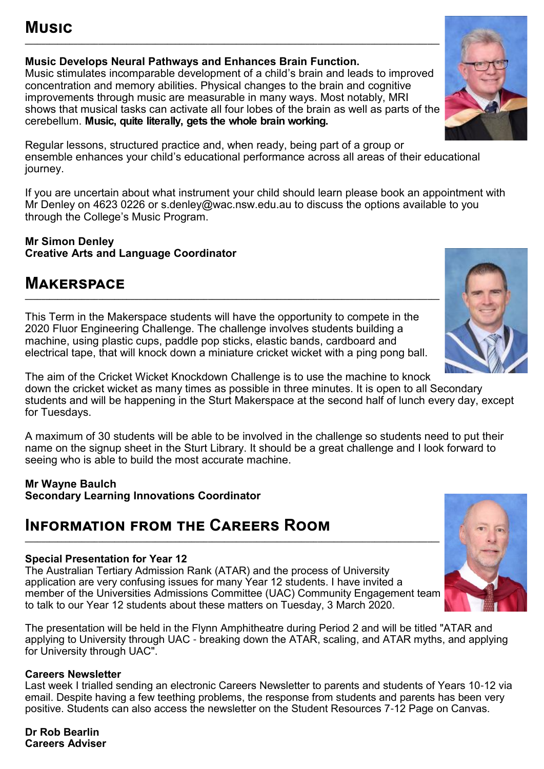## Music

**Music Develops Neural Pathways and Enhances Brain Function.**
Music stimulates incomparable development of a child's brain and leads to improved concentration and memory abilities. Physical changes to the brain and cognitive improvements through music are measurable in many ways. Most notably, MRI shows that musical tasks can activate all four lobes of the brain as well as parts of the cerebellum. **Music, quite literally, gets the whole brain working.**

Regular lessons, structured practice and, when ready, being part of a group or ensemble enhances your child's educational performance across all areas of their educational journey.

If you are uncertain about what instrument your child should learn please book an appointment with Mr Denley on 4623 0226 or s.denley@wac.nsw.edu.au to discuss the options available to you through the College's Music Program.

**Mr Simon Denley**
**Creative Arts and Language Coordinator**

## Makerspace

This Term in the Makerspace students will have the opportunity to compete in the 2020 Fluor Engineering Challenge. The challenge involves students building a machine, using plastic cups, paddle pop sticks, elastic bands, cardboard and electrical tape, that will knock down a miniature cricket wicket with a ping pong ball.

The aim of the Cricket Wicket Knockdown Challenge is to use the machine to knock down the cricket wicket as many times as possible in three minutes. It is open to all Secondary students and will be happening in the Sturt Makerspace at the second half of lunch every day, except for Tuesdays.

A maximum of 30 students will be able to be involved in the challenge so students need to put their name on the signup sheet in the Sturt Library. It should be a great challenge and I look forward to seeing who is able to build the most accurate machine.

**Mr Wayne Baulch**
**Secondary Learning Innovations Coordinator**

## Information from the Careers Room

**Special Presentation for Year 12**
The Australian Tertiary Admission Rank (ATAR) and the process of University application are very confusing issues for many Year 12 students. I have invited a member of the Universities Admissions Committee (UAC) Community Engagement team to talk to our Year 12 students about these matters on Tuesday, 3 March 2020.

The presentation will be held in the Flynn Amphitheatre during Period 2 and will be titled "ATAR and applying to University through UAC - breaking down the ATAR, scaling, and ATAR myths, and applying for University through UAC".

**Careers Newsletter**
Last week I trialled sending an electronic Careers Newsletter to parents and students of Years 10-12 via email. Despite having a few teething problems, the response from students and parents has been very positive. Students can also access the newsletter on the Student Resources 7-12 Page on Canvas.

**Dr Rob Bearlin**
**Careers Adviser**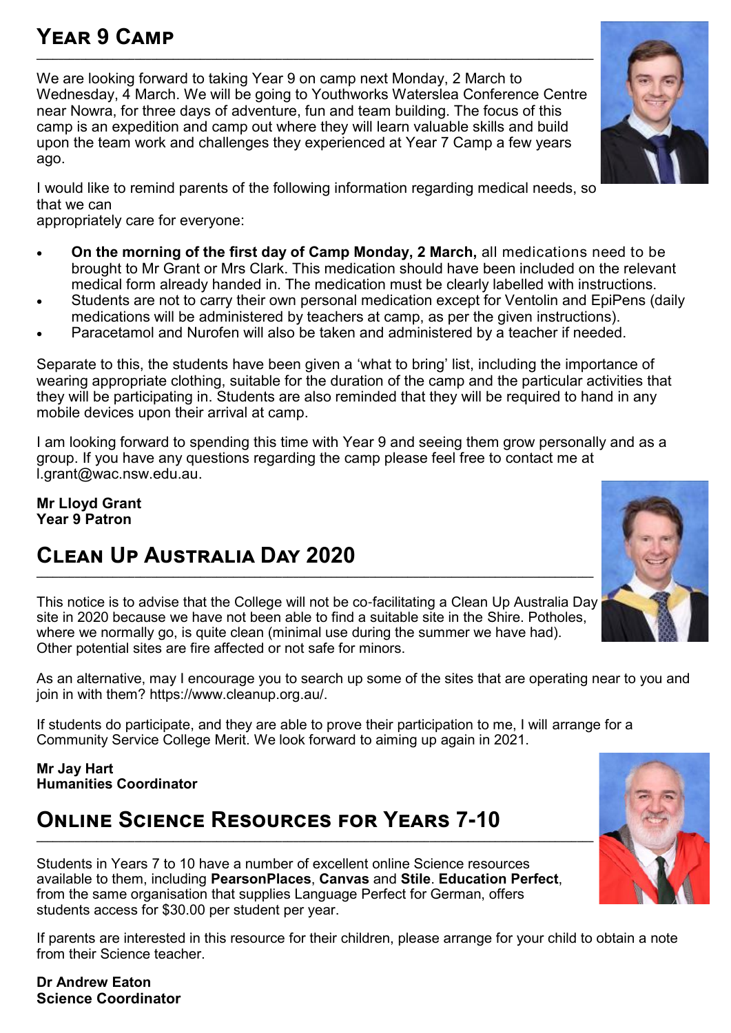## Year 9 Camp

We are looking forward to taking Year 9 on camp next Monday, 2 March to Wednesday, 4 March. We will be going to Youthworks Waterslea Conference Centre near Nowra, for three days of adventure, fun and team building. The focus of this camp is an expedition and camp out where they will learn valuable skills and build upon the team work and challenges they experienced at Year 7 Camp a few years ago.

I would like to remind parents of the following information regarding medical needs, so that we can appropriately care for everyone:

- **On the morning of the first day of Camp Monday, 2 March,** all medications need to be brought to Mr Grant or Mrs Clark. This medication should have been included on the relevant medical form already handed in. The medication must be clearly labelled with instructions.
- Students are not to carry their own personal medication except for Ventolin and EpiPens (daily medications will be administered by teachers at camp, as per the given instructions).
- Paracetamol and Nurofen will also be taken and administered by a teacher if needed.

Separate to this, the students have been given a 'what to bring' list, including the importance of wearing appropriate clothing, suitable for the duration of the camp and the particular activities that they will be participating in. Students are also reminded that they will be required to hand in any mobile devices upon their arrival at camp.

I am looking forward to spending this time with Year 9 and seeing them grow personally and as a group. If you have any questions regarding the camp please feel free to contact me at l.grant@wac.nsw.edu.au.

**Mr Lloyd Grant**
**Year 9 Patron**

## Clean Up Australia Day 2020

This notice is to advise that the College will not be co-facilitating a Clean Up Australia Day site in 2020 because we have not been able to find a suitable site in the Shire. Potholes, where we normally go, is quite clean (minimal use during the summer we have had). Other potential sites are fire affected or not safe for minors.

As an alternative, may I encourage you to search up some of the sites that are operating near to you and join in with them? https://www.cleanup.org.au/.

If students do participate, and they are able to prove their participation to me, I will arrange for a Community Service College Merit. We look forward to aiming up again in 2021.

**Mr Jay Hart**
**Humanities Coordinator**

## Online Science Resources for Years 7-10

Students in Years 7 to 10 have a number of excellent online Science resources available to them, including **PearsonPlaces**, **Canvas** and **Stile**. **Education Perfect**, from the same organisation that supplies Language Perfect for German, offers students access for $30.00 per student per year.

If parents are interested in this resource for their children, please arrange for your child to obtain a note from their Science teacher.

**Dr Andrew Eaton**
**Science Coordinator**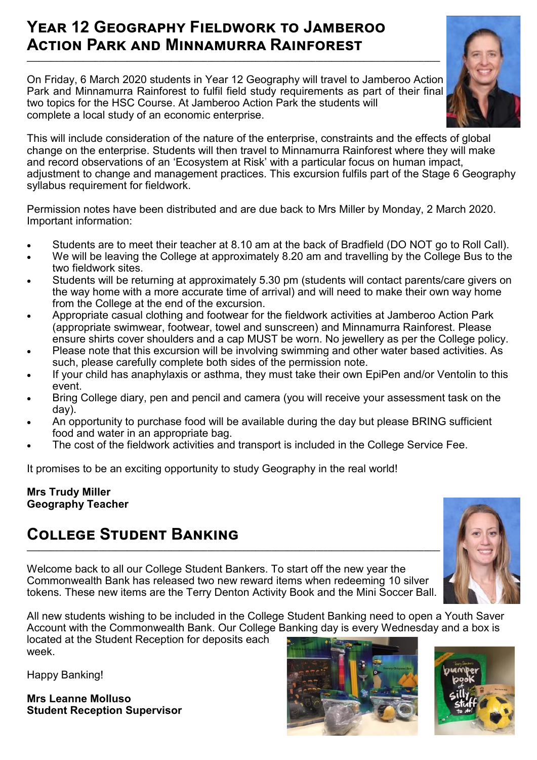## Year 12 Geography Fieldwork to Jamberoo Action Park and Minnamurra Rainforest

On Friday, 6 March 2020 students in Year 12 Geography will travel to Jamberoo Action Park and Minnamurra Rainforest to fulfil field study requirements as part of their final two topics for the HSC Course. At Jamberoo Action Park the students will complete a local study of an economic enterprise.

This will include consideration of the nature of the enterprise, constraints and the effects of global change on the enterprise. Students will then travel to Minnamurra Rainforest where they will make and record observations of an 'Ecosystem at Risk' with a particular focus on human impact, adjustment to change and management practices. This excursion fulfils part of the Stage 6 Geography syllabus requirement for fieldwork.

Permission notes have been distributed and are due back to Mrs Miller by Monday, 2 March 2020. Important information:

- Students are to meet their teacher at 8.10 am at the back of Bradfield (DO NOT go to Roll Call).
- We will be leaving the College at approximately 8.20 am and travelling by the College Bus to the two fieldwork sites.
- Students will be returning at approximately 5.30 pm (students will contact parents/care givers on the way home with a more accurate time of arrival) and will need to make their own way home from the College at the end of the excursion.
- Appropriate casual clothing and footwear for the fieldwork activities at Jamberoo Action Park (appropriate swimwear, footwear, towel and sunscreen) and Minnamurra Rainforest. Please ensure shirts cover shoulders and a cap MUST be worn. No jewellery as per the College policy.
- Please note that this excursion will be involving swimming and other water based activities. As such, please carefully complete both sides of the permission note.
- If your child has anaphylaxis or asthma, they must take their own EpiPen and/or Ventolin to this event.
- Bring College diary, pen and pencil and camera (you will receive your assessment task on the day).
- An opportunity to purchase food will be available during the day but please BRING sufficient food and water in an appropriate bag.
- The cost of the fieldwork activities and transport is included in the College Service Fee.

It promises to be an exciting opportunity to study Geography in the real world!

**Mrs Trudy Miller**
**Geography Teacher**

## College Student Banking

Welcome back to all our College Student Bankers. To start off the new year the Commonwealth Bank has released two new reward items when redeeming 10 silver tokens. These new items are the Terry Denton Activity Book and the Mini Soccer Ball.

All new students wishing to be included in the College Student Banking need to open a Youth Saver Account with the Commonwealth Bank. Our College Banking day is every Wednesday and a box is located at the Student Reception for deposits each week.

Happy Banking!

**Mrs Leanne Molluso**
**Student Reception Supervisor**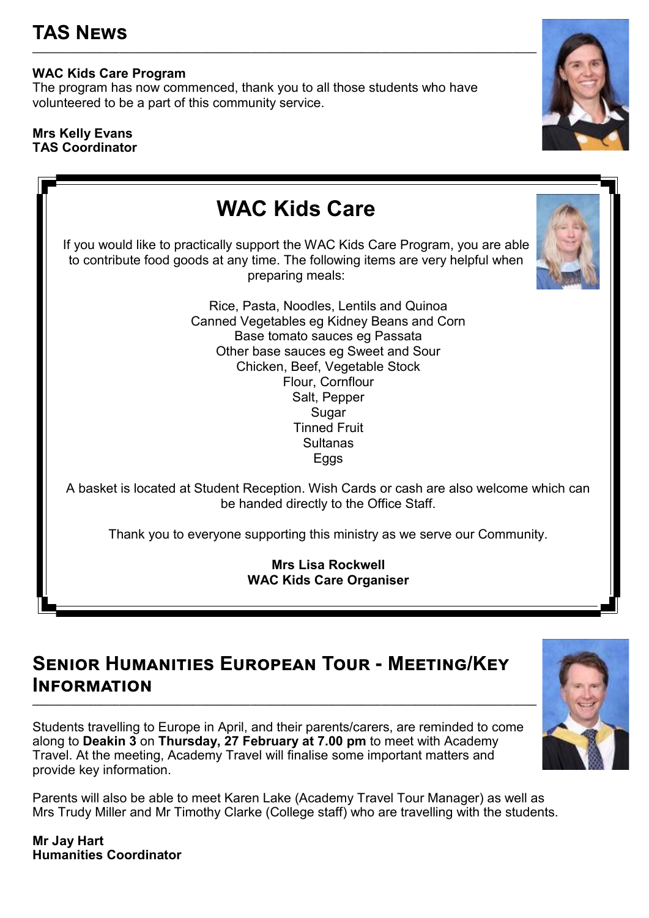## TAS News

**WAC Kids Care Program**
The program has now commenced, thank you to all those students who have volunteered to be a part of this community service.

**Mrs Kelly Evans**
**TAS Coordinator**

## WAC Kids Care

If you would like to practically support the WAC Kids Care Program, you are able to contribute food goods at any time. The following items are very helpful when preparing meals:

Rice, Pasta, Noodles, Lentils and Quinoa
Canned Vegetables eg Kidney Beans and Corn
Base tomato sauces eg Passata
Other base sauces eg Sweet and Sour
Chicken, Beef, Vegetable Stock
Flour, Cornflour
Salt, Pepper
Sugar
Tinned Fruit
Sultanas
Eggs

A basket is located at Student Reception. Wish Cards or cash are also welcome which can be handed directly to the Office Staff.

Thank you to everyone supporting this ministry as we serve our Community.

**Mrs Lisa Rockwell**
**WAC Kids Care Organiser**

## Senior Humanities European Tour - Meeting/Key Information

Students travelling to Europe in April, and their parents/carers, are reminded to come along to **Deakin 3** on **Thursday, 27 February at 7.00 pm** to meet with Academy Travel. At the meeting, Academy Travel will finalise some important matters and provide key information.

Parents will also be able to meet Karen Lake (Academy Travel Tour Manager) as well as Mrs Trudy Miller and Mr Timothy Clarke (College staff) who are travelling with the students.

**Mr Jay Hart**
**Humanities Coordinator**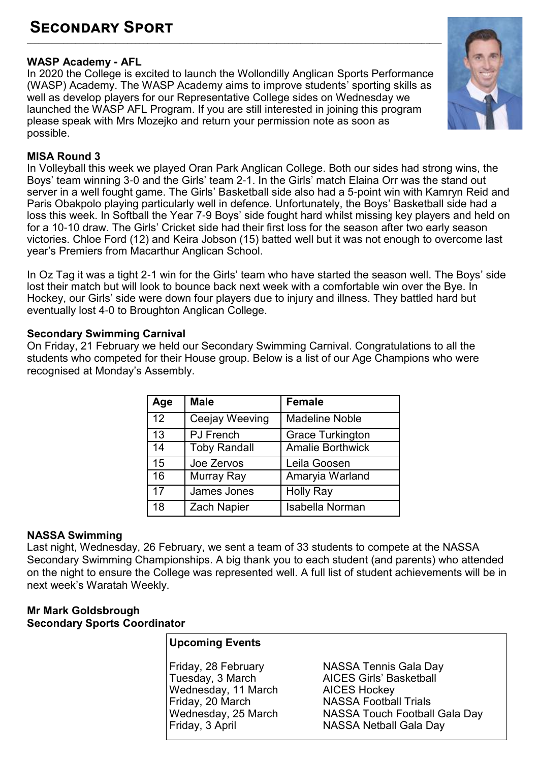# Secondary Sport

### WASP Academy - AFL

In 2020 the College is excited to launch the Wollondilly Anglican Sports Performance (WASP) Academy. The WASP Academy aims to improve students' sporting skills as well as develop players for our Representative College sides on Wednesday we launched the WASP AFL Program. If you are still interested in joining this program please speak with Mrs Mozejko and return your permission note as soon as possible.

### MISA Round 3

In Volleyball this week we played Oran Park Anglican College. Both our sides had strong wins, the Boys' team winning 3-0 and the Girls' team 2-1. In the Girls' match Elaina Orr was the stand out server in a well fought game. The Girls' Basketball side also had a 5-point win with Kamryn Reid and Paris Obakpolo playing particularly well in defence. Unfortunately, the Boys' Basketball side had a loss this week. In Softball the Year 7-9 Boys' side fought hard whilst missing key players and held on for a 10-10 draw. The Girls' Cricket side had their first loss for the season after two early season victories. Chloe Ford (12) and Keira Jobson (15) batted well but it was not enough to overcome last year's Premiers from Macarthur Anglican School.

In Oz Tag it was a tight 2-1 win for the Girls' team who have started the season well. The Boys' side lost their match but will look to bounce back next week with a comfortable win over the Bye. In Hockey, our Girls' side were down four players due to injury and illness. They battled hard but eventually lost 4-0 to Broughton Anglican College.

### Secondary Swimming Carnival

On Friday, 21 February we held our Secondary Swimming Carnival. Congratulations to all the students who competed for their House group. Below is a list of our Age Champions who were recognised at Monday's Assembly.

| Age | Male | Female |
|---|---|---|
| 12 | Ceejay Weeving | Madeline Noble |
| 13 | PJ French | Grace Turkington |
| 14 | Toby Randall | Amalie Borthwick |
| 15 | Joe Zervos | Leila Goosen |
| 16 | Murray Ray | Amaryia Warland |
| 17 | James Jones | Holly Ray |
| 18 | Zach Napier | Isabella Norman |

### NASSA Swimming

Last night, Wednesday, 26 February, we sent a team of 33 students to compete at the NASSA Secondary Swimming Championships. A big thank you to each student (and parents) who attended on the night to ensure the College was represented well. A full list of student achievements will be in next week's Waratah Weekly.

**Mr Mark Goldsbrough**
**Secondary Sports Coordinator**

### Upcoming Events

| | |
|---|---|
| Friday, 28 February | NASSA Tennis Gala Day |
| Tuesday, 3 March | AICES Girls' Basketball |
| Wednesday, 11 March | AICES Hockey |
| Friday, 20 March | NASSA Football Trials |
| Wednesday, 25 March | NASSA Touch Football Gala Day |
| Friday, 3 April | NASSA Netball Gala Day |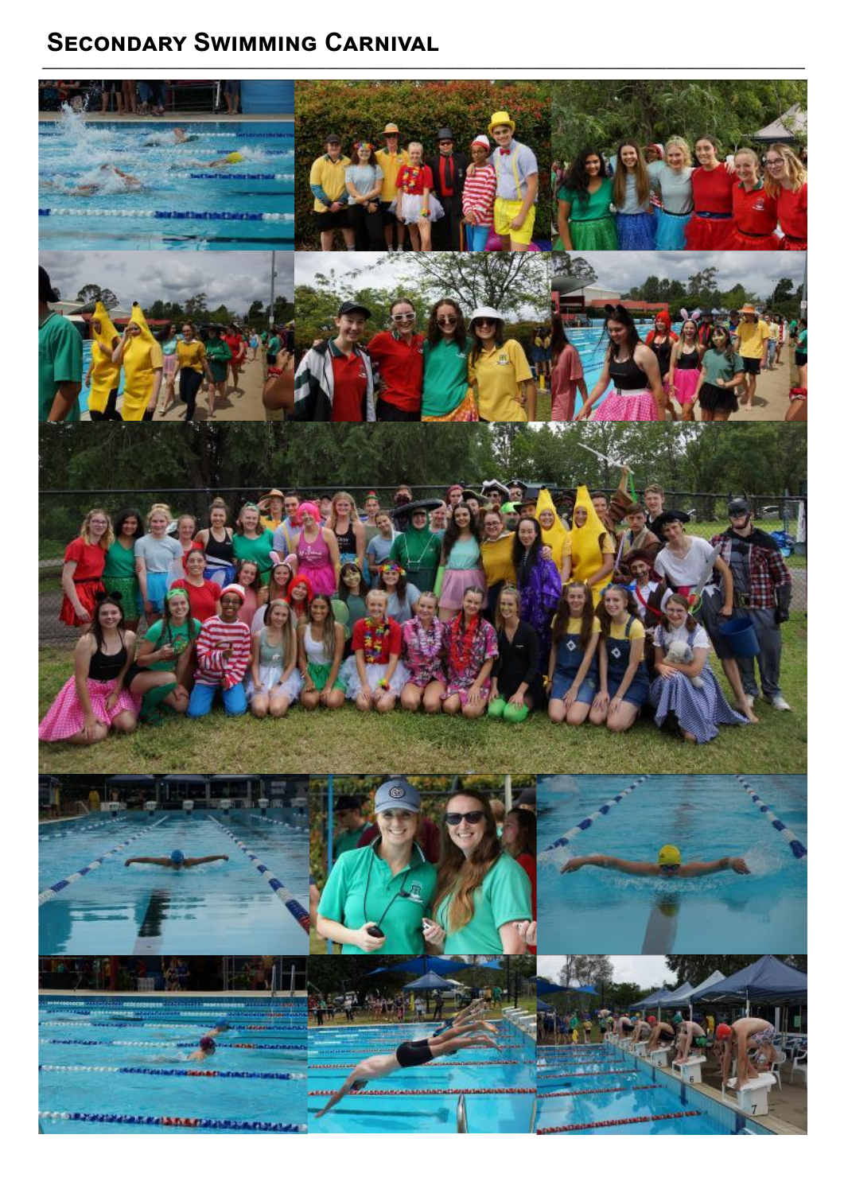## Secondary Swimming Carnival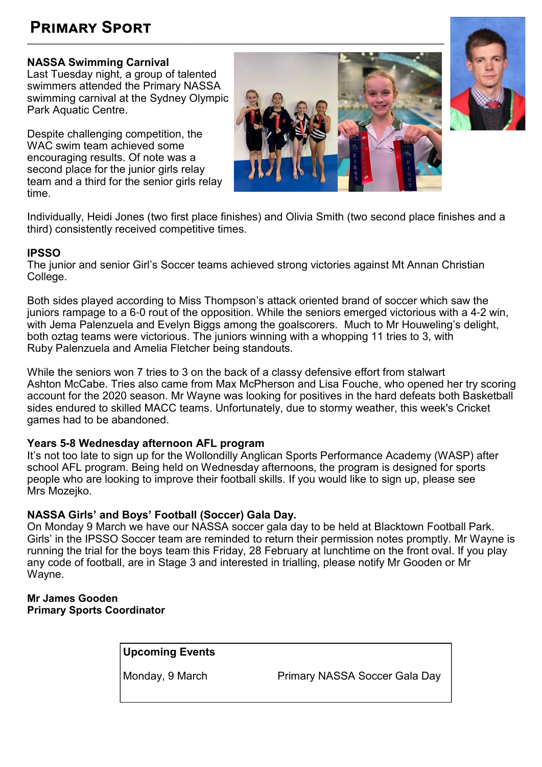# Primary Sport

**NASSA Swimming Carnival**

Last Tuesday night, a group of talented swimmers attended the Primary NASSA swimming carnival at the Sydney Olympic Park Aquatic Centre.

Despite challenging competition, the WAC swim team achieved some encouraging results. Of note was a second place for the junior girls relay team and a third for the senior girls relay time.

Individually, Heidi Jones (two first place finishes) and Olivia Smith (two second place finishes and a third) consistently received competitive times.

**IPSSO**

The junior and senior Girl's Soccer teams achieved strong victories against Mt Annan Christian College.

Both sides played according to Miss Thompson's attack oriented brand of soccer which saw the juniors rampage to a 6-0 rout of the opposition. While the seniors emerged victorious with a 4-2 win, with Jema Palenzuela and Evelyn Biggs among the goalscorers. Much to Mr Houweling's delight, both oztag teams were victorious. The juniors winning with a whopping 11 tries to 3, with Ruby Palenzuela and Amelia Fletcher being standouts.

While the seniors won 7 tries to 3 on the back of a classy defensive effort from stalwart Ashton McCabe. Tries also came from Max McPherson and Lisa Fouche, who opened her try scoring account for the 2020 season. Mr Wayne was looking for positives in the hard defeats both Basketball sides endured to skilled MACC teams. Unfortunately, due to stormy weather, this week's Cricket games had to be abandoned.

**Years 5-8 Wednesday afternoon AFL program**

It's not too late to sign up for the Wollondilly Anglican Sports Performance Academy (WASP) after school AFL program. Being held on Wednesday afternoons, the program is designed for sports people who are looking to improve their football skills. If you would like to sign up, please see Mrs Mozejko.

**NASSA Girls' and Boys' Football (Soccer) Gala Day.**

On Monday 9 March we have our NASSA soccer gala day to be held at Blacktown Football Park. Girls' in the IPSSO Soccer team are reminded to return their permission notes promptly. Mr Wayne is running the trial for the boys team this Friday, 28 February at lunchtime on the front oval. If you play any code of football, are in Stage 3 and interested in trialling, please notify Mr Gooden or Mr Wayne.

**Mr James Gooden**
**Primary Sports Coordinator**

| **Upcoming Events** | |
|---|---|
| Monday, 9 March | Primary NASSA Soccer Gala Day |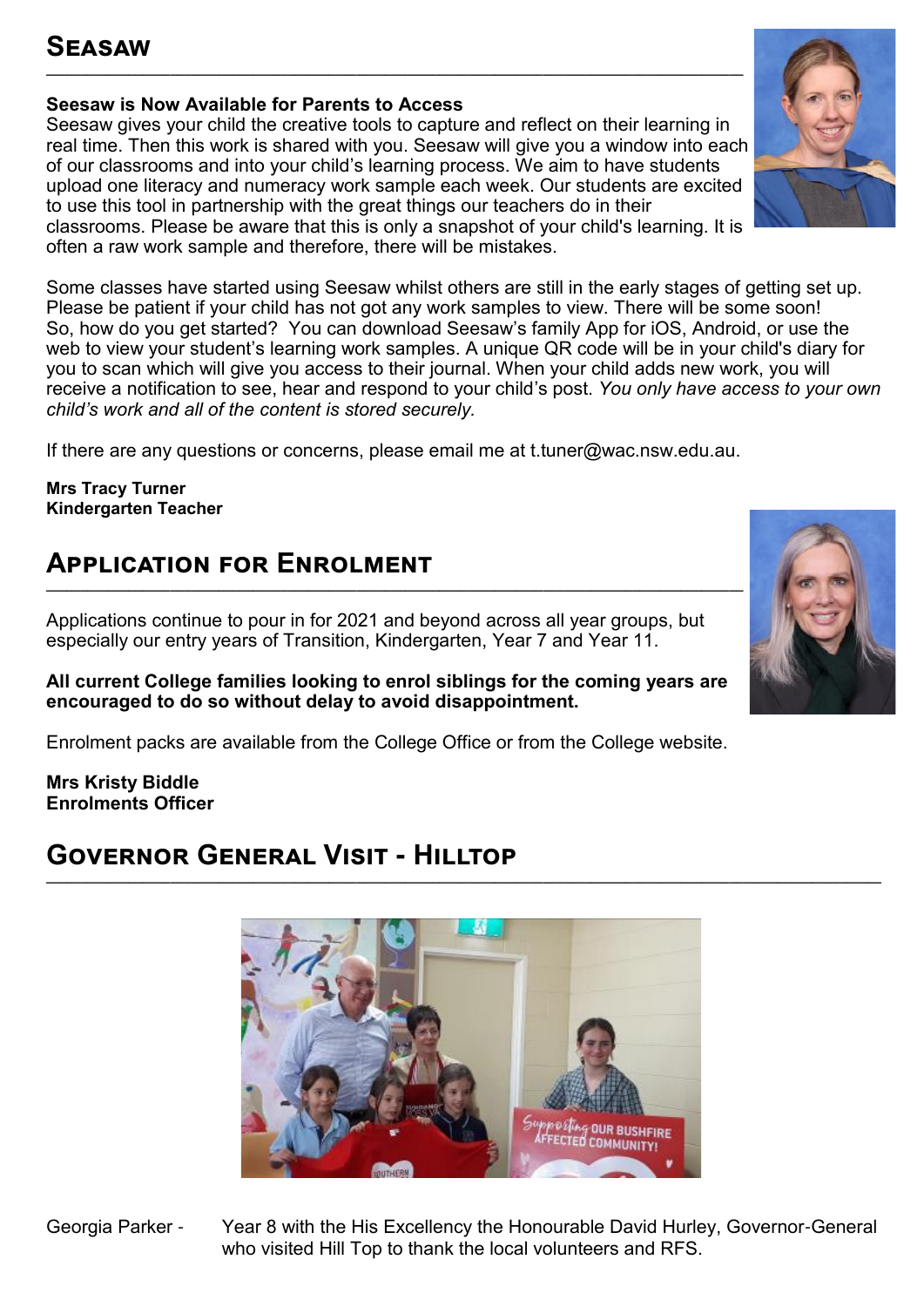## Seasaw

**Seesaw is Now Available for Parents to Access**

Seesaw gives your child the creative tools to capture and reflect on their learning in real time. Then this work is shared with you. Seesaw will give you a window into each of our classrooms and into your child's learning process. We aim to have students upload one literacy and numeracy work sample each week. Our students are excited to use this tool in partnership with the great things our teachers do in their classrooms. Please be aware that this is only a snapshot of your child's learning. It is often a raw work sample and therefore, there will be mistakes.

Some classes have started using Seesaw whilst others are still in the early stages of getting set up. Please be patient if your child has not got any work samples to view. There will be some soon! So, how do you get started? You can download Seesaw's family App for iOS, Android, or use the web to view your student's learning work samples. A unique QR code will be in your child's diary for you to scan which will give you access to their journal. When your child adds new work, you will receive a notification to see, hear and respond to your child's post. *You only have access to your own child's work and all of the content is stored securely.*

If there are any questions or concerns, please email me at t.tuner@wac.nsw.edu.au.

**Mrs Tracy Turner**
**Kindergarten Teacher**

## Application for Enrolment

Applications continue to pour in for 2021 and beyond across all year groups, but especially our entry years of Transition, Kindergarten, Year 7 and Year 11.

**All current College families looking to enrol siblings for the coming years are encouraged to do so without delay to avoid disappointment.**

Enrolment packs are available from the College Office or from the College website.

**Mrs Kristy Biddle**
**Enrolments Officer**

## Governor General Visit - Hilltop

Georgia Parker - Year 8 with the His Excellency the Honourable David Hurley, Governor-General who visited Hill Top to thank the local volunteers and RFS.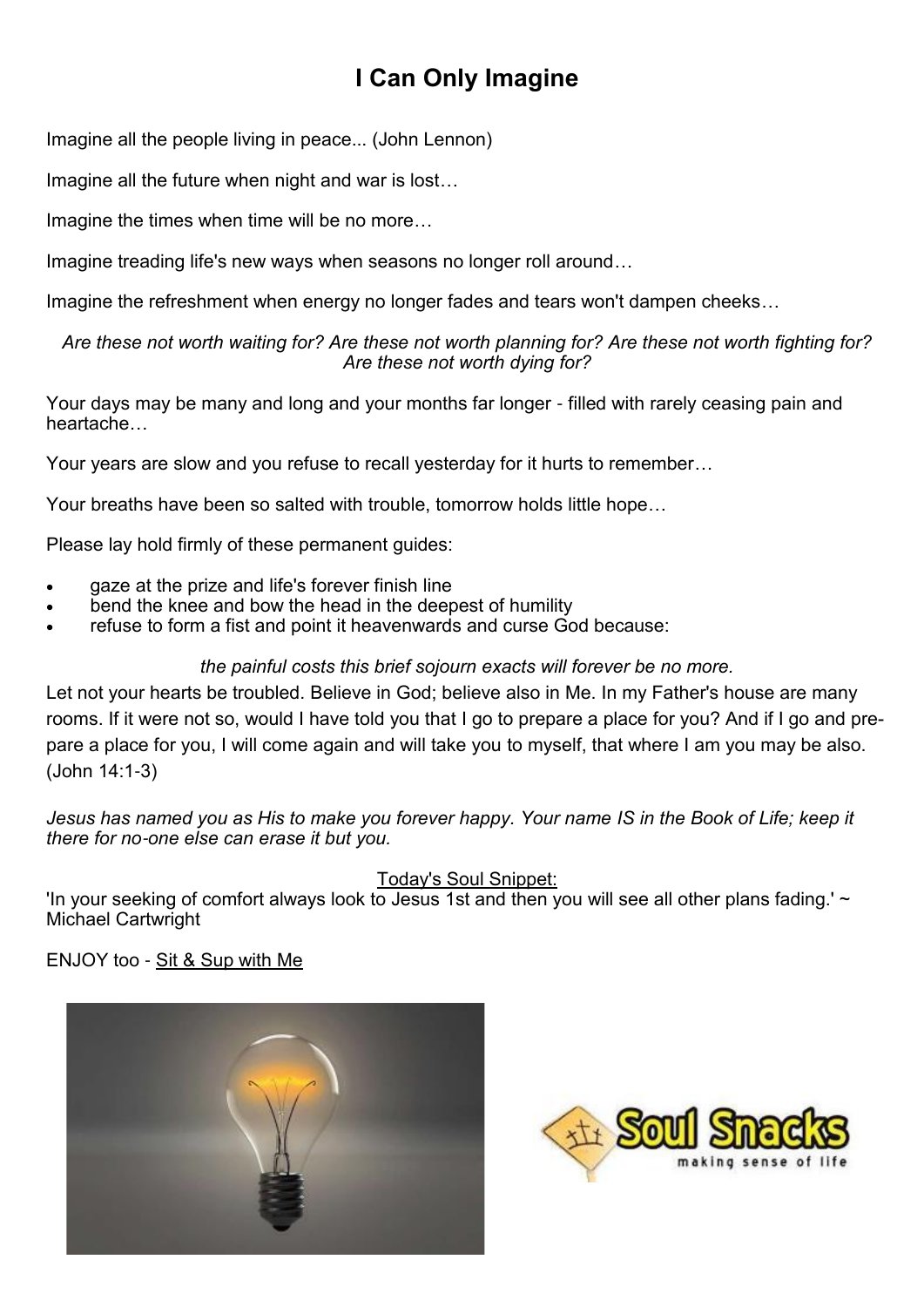# I Can Only Imagine

Imagine all the people living in peace... (John Lennon)

Imagine all the future when night and war is lost…

Imagine the times when time will be no more…

Imagine treading life's new ways when seasons no longer roll around…

Imagine the refreshment when energy no longer fades and tears won't dampen cheeks…

*Are these not worth waiting for? Are these not worth planning for? Are these not worth fighting for? Are these not worth dying for?*

Your days may be many and long and your months far longer - filled with rarely ceasing pain and heartache…

Your years are slow and you refuse to recall yesterday for it hurts to remember…

Your breaths have been so salted with trouble, tomorrow holds little hope…

Please lay hold firmly of these permanent guides:

- gaze at the prize and life's forever finish line
- bend the knee and bow the head in the deepest of humility
- refuse to form a fist and point it heavenwards and curse God because:

*the painful costs this brief sojourn exacts will forever be no more.*

Let not your hearts be troubled. Believe in God; believe also in Me. In my Father's house are many rooms. If it were not so, would I have told you that I go to prepare a place for you? And if I go and prepare a place for you, I will come again and will take you to myself, that where I am you may be also. (John 14:1-3)

*Jesus has named you as His to make you forever happy. Your name IS in the Book of Life; keep it there for no-one else can erase it but you.*

Today's Soul Snippet:
'In your seeking of comfort always look to Jesus 1st and then you will see all other plans fading.' ~ Michael Cartwright

ENJOY too - Sit & Sup with Me

Soul Snacks
making sense of life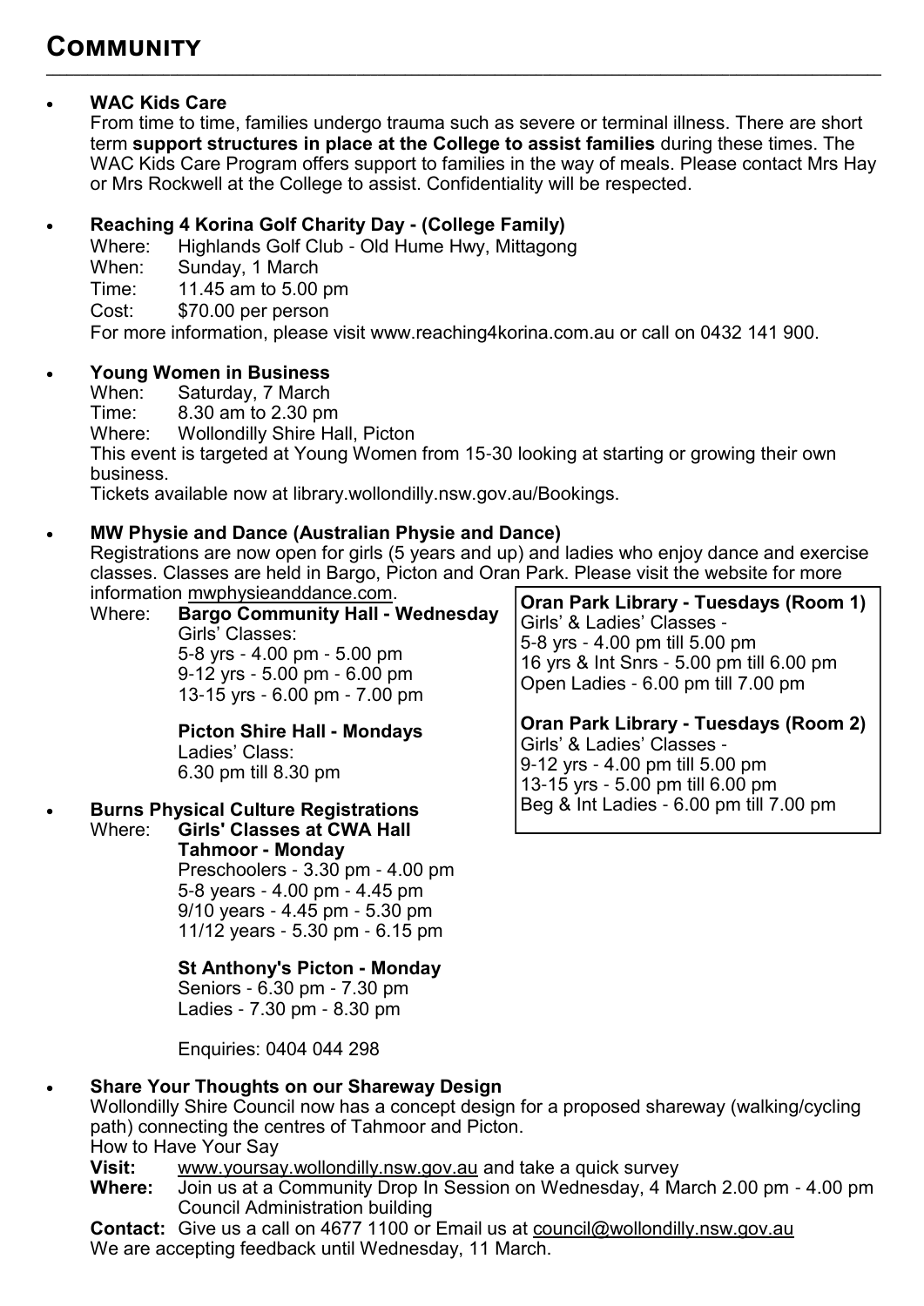# Community

- **WAC Kids Care**

  From time to time, families undergo trauma such as severe or terminal illness. There are short term **support structures in place at the College to assist families** during these times. The WAC Kids Care Program offers support to families in the way of meals. Please contact Mrs Hay or Mrs Rockwell at the College to assist. Confidentiality will be respected.

- **Reaching 4 Korina Golf Charity Day - (College Family)**

  Where: Highlands Golf Club - Old Hume Hwy, Mittagong
  When: Sunday, 1 March
  Time: 11.45 am to 5.00 pm
  Cost: $70.00 per person

  For more information, please visit www.reaching4korina.com.au or call on 0432 141 900.

- **Young Women in Business**

  When: Saturday, 7 March
  Time: 8.30 am to 2.30 pm
  Where: Wollondilly Shire Hall, Picton

  This event is targeted at Young Women from 15-30 looking at starting or growing their own business.

  Tickets available now at library.wollondilly.nsw.gov.au/Bookings.

- **MW Physie and Dance (Australian Physie and Dance)**

  Registrations are now open for girls (5 years and up) and ladies who enjoy dance and exercise classes. Classes are held in Bargo, Picton and Oran Park. Please visit the website for more information mwphysieanddance.com.

  Where: **Bargo Community Hall - Wednesday**
  Girls' Classes:
  5-8 yrs - 4.00 pm - 5.00 pm
  9-12 yrs - 5.00 pm - 6.00 pm
  13-15 yrs - 6.00 pm - 7.00 pm

  **Picton Shire Hall - Mondays**
  Ladies' Class:
  6.30 pm till 8.30 pm

  **Oran Park Library - Tuesdays (Room 1)**
  Girls' & Ladies' Classes -
  5-8 yrs - 4.00 pm till 5.00 pm
  16 yrs & Int Snrs - 5.00 pm till 6.00 pm
  Open Ladies - 6.00 pm till 7.00 pm

  **Oran Park Library - Tuesdays (Room 2)**
  Girls' & Ladies' Classes -
  9-12 yrs - 4.00 pm till 5.00 pm
  13-15 yrs - 5.00 pm till 6.00 pm
  Beg & Int Ladies - 6.00 pm till 7.00 pm

- **Burns Physical Culture Registrations**

  Where: **Girls' Classes at CWA Hall Tahmoor - Monday**
  Preschoolers - 3.30 pm - 4.00 pm
  5-8 years - 4.00 pm - 4.45 pm
  9/10 years - 4.45 pm - 5.30 pm
  11/12 years - 5.30 pm - 6.15 pm

  **St Anthony's Picton - Monday**
  Seniors - 6.30 pm - 7.30 pm
  Ladies - 7.30 pm - 8.30 pm

  Enquiries: 0404 044 298

- **Share Your Thoughts on our Shareway Design**

  Wollondilly Shire Council now has a concept design for a proposed shareway (walking/cycling path) connecting the centres of Tahmoor and Picton.

  How to Have Your Say

  **Visit:** www.yoursay.wollondilly.nsw.gov.au and take a quick survey
  **Where:** Join us at a Community Drop In Session on Wednesday, 4 March 2.00 pm - 4.00 pm Council Administration building
  **Contact:** Give us a call on 4677 1100 or Email us at council@wollondilly.nsw.gov.au

  We are accepting feedback until Wednesday, 11 March.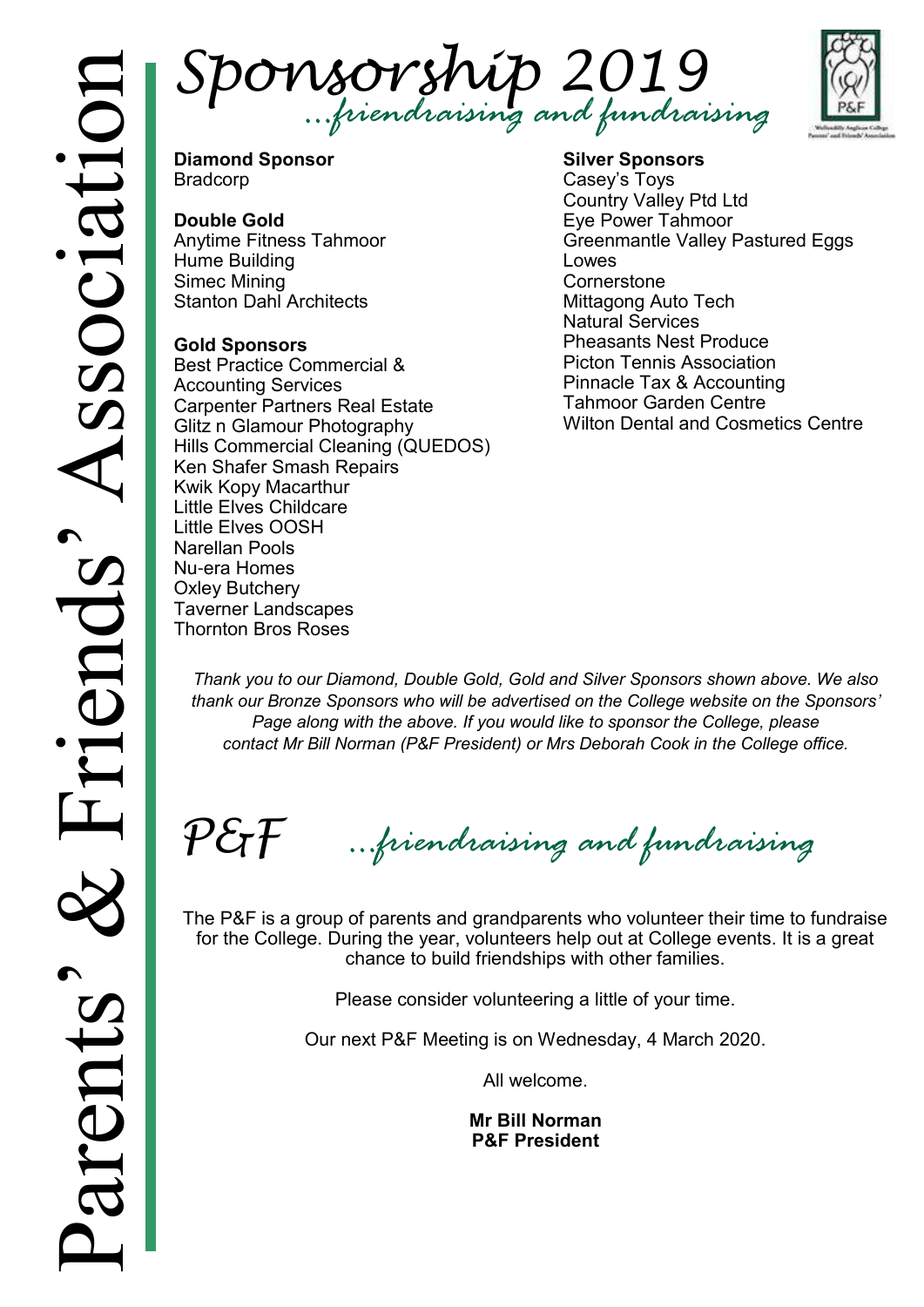# Parents' & Friends' Association

# Sponsorship 2019

*...friendraising and fundraising*

**Diamond Sponsor**
Bradcorp

**Double Gold**
Anytime Fitness Tahmoor
Hume Building
Simec Mining
Stanton Dahl Architects

**Gold Sponsors**
Best Practice Commercial & Accounting Services
Carpenter Partners Real Estate
Glitz n Glamour Photography
Hills Commercial Cleaning (QUEDOS)
Ken Shafer Smash Repairs
Kwik Kopy Macarthur
Little Elves Childcare
Little Elves OOSH
Narellan Pools
Nu-era Homes
Oxley Butchery
Taverner Landscapes
Thornton Bros Roses

**Silver Sponsors**
Casey's Toys
Country Valley Pty Ltd
Eye Power Tahmoor
Greenmantle Valley Pastured Eggs
Lowes
Cornerstone
Mittagong Auto Tech
Natural Services
Pheasants Nest Produce
Picton Tennis Association
Pinnacle Tax & Accounting
Tahmoor Garden Centre
Wilton Dental and Cosmetics Centre

*Thank you to our Diamond, Double Gold, Gold and Silver Sponsors shown above. We also thank our Bronze Sponsors who will be advertised on the College website on the Sponsors' Page along with the above. If you would like to sponsor the College, please contact Mr Bill Norman (P&F President) or Mrs Deborah Cook in the College office.*

## P&F *...friendraising and fundraising*

The P&F is a group of parents and grandparents who volunteer their time to fundraise for the College. During the year, volunteers help out at College events. It is a great chance to build friendships with other families.

Please consider volunteering a little of your time.

Our next P&F Meeting is on Wednesday, 4 March 2020.

All welcome.

**Mr Bill Norman**
**P&F President**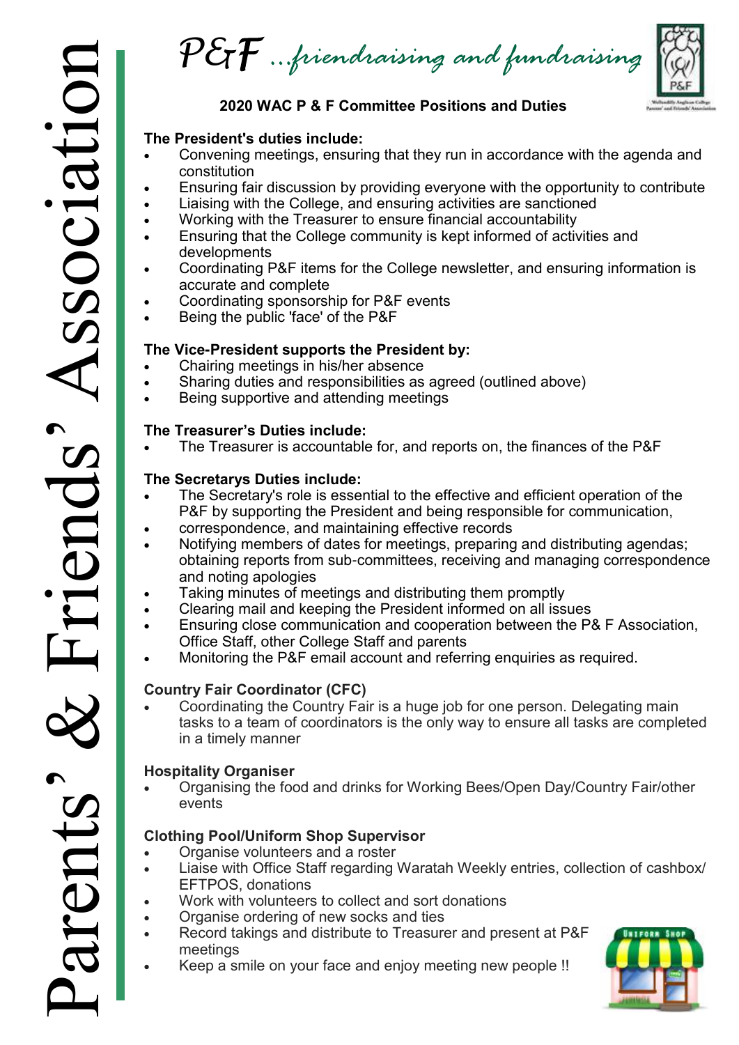# P&F ...friendraising and fundraising

## 2020 WAC P & F Committee Positions and Duties

**The President's duties include:**

- Convening meetings, ensuring that they run in accordance with the agenda and constitution
- Ensuring fair discussion by providing everyone with the opportunity to contribute
- Liaising with the College, and ensuring activities are sanctioned
- Working with the Treasurer to ensure financial accountability
- Ensuring that the College community is kept informed of activities and developments
- Coordinating P&F items for the College newsletter, and ensuring information is accurate and complete
- Coordinating sponsorship for P&F events
- Being the public 'face' of the P&F

**The Vice-President supports the President by:**

- Chairing meetings in his/her absence
- Sharing duties and responsibilities as agreed (outlined above)
- Being supportive and attending meetings

**The Treasurer's Duties include:**

- The Treasurer is accountable for, and reports on, the finances of the P&F

**The Secretarys Duties include:**

- The Secretary's role is essential to the effective and efficient operation of the P&F by supporting the President and being responsible for communication,
- correspondence, and maintaining effective records
- Notifying members of dates for meetings, preparing and distributing agendas; obtaining reports from sub-committees, receiving and managing correspondence and noting apologies
- Taking minutes of meetings and distributing them promptly
- Clearing mail and keeping the President informed on all issues
- Ensuring close communication and cooperation between the P& F Association, Office Staff, other College Staff and parents
- Monitoring the P&F email account and referring enquiries as required.

**Country Fair Coordinator (CFC)**

- Coordinating the Country Fair is a huge job for one person. Delegating main tasks to a team of coordinators is the only way to ensure all tasks are completed in a timely manner

**Hospitality Organiser**

- Organising the food and drinks for Working Bees/Open Day/Country Fair/other events

**Clothing Pool/Uniform Shop Supervisor**

- Organise volunteers and a roster
- Liaise with Office Staff regarding Waratah Weekly entries, collection of cashbox/ EFTPOS, donations
- Work with volunteers to collect and sort donations
- Organise ordering of new socks and ties
- Record takings and distribute to Treasurer and present at P&F meetings
- Keep a smile on your face and enjoy meeting new people !!

Parents' & Friends' Association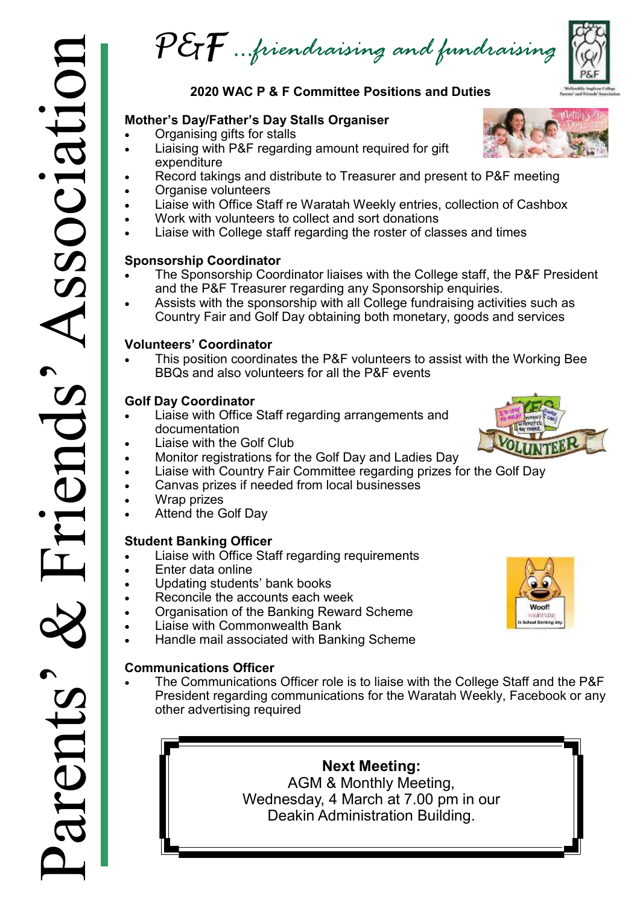# P&F ...friendraising and fundraising

Parents' & Friends' Association

## 2020 WAC P & F Committee Positions and Duties

**Mother's Day/Father's Day Stalls Organiser**

- Organising gifts for stalls
- Liaising with P&F regarding amount required for gift expenditure
- Record takings and distribute to Treasurer and present to P&F meeting
- Organise volunteers
- Liaise with Office Staff re Waratah Weekly entries, collection of Cashbox
- Work with volunteers to collect and sort donations
- Liaise with College staff regarding the roster of classes and times

**Sponsorship Coordinator**

- The Sponsorship Coordinator liaises with the College staff, the P&F President and the P&F Treasurer regarding any Sponsorship enquiries.
- Assists with the sponsorship with all College fundraising activities such as Country Fair and Golf Day obtaining both monetary, goods and services

**Volunteers' Coordinator**

- This position coordinates the P&F volunteers to assist with the Working Bee BBQs and also volunteers for all the P&F events

**Golf Day Coordinator**

- Liaise with Office Staff regarding arrangements and documentation
- Liaise with the Golf Club
- Monitor registrations for the Golf Day and Ladies Day
- Liaise with Country Fair Committee regarding prizes for the Golf Day
- Canvas prizes if needed from local businesses
- Wrap prizes
- Attend the Golf Day

**Student Banking Officer**

- Liaise with Office Staff regarding requirements
- Enter data online
- Updating students' bank books
- Reconcile the accounts each week
- Organisation of the Banking Reward Scheme
- Liaise with Commonwealth Bank
- Handle mail associated with Banking Scheme

**Communications Officer**

- The Communications Officer role is to liaise with the College Staff and the P&F President regarding communications for the Waratah Weekly, Facebook or any other advertising required

**Next Meeting:**
AGM & Monthly Meeting,
Wednesday, 4 March at 7.00 pm in our
Deakin Administration Building.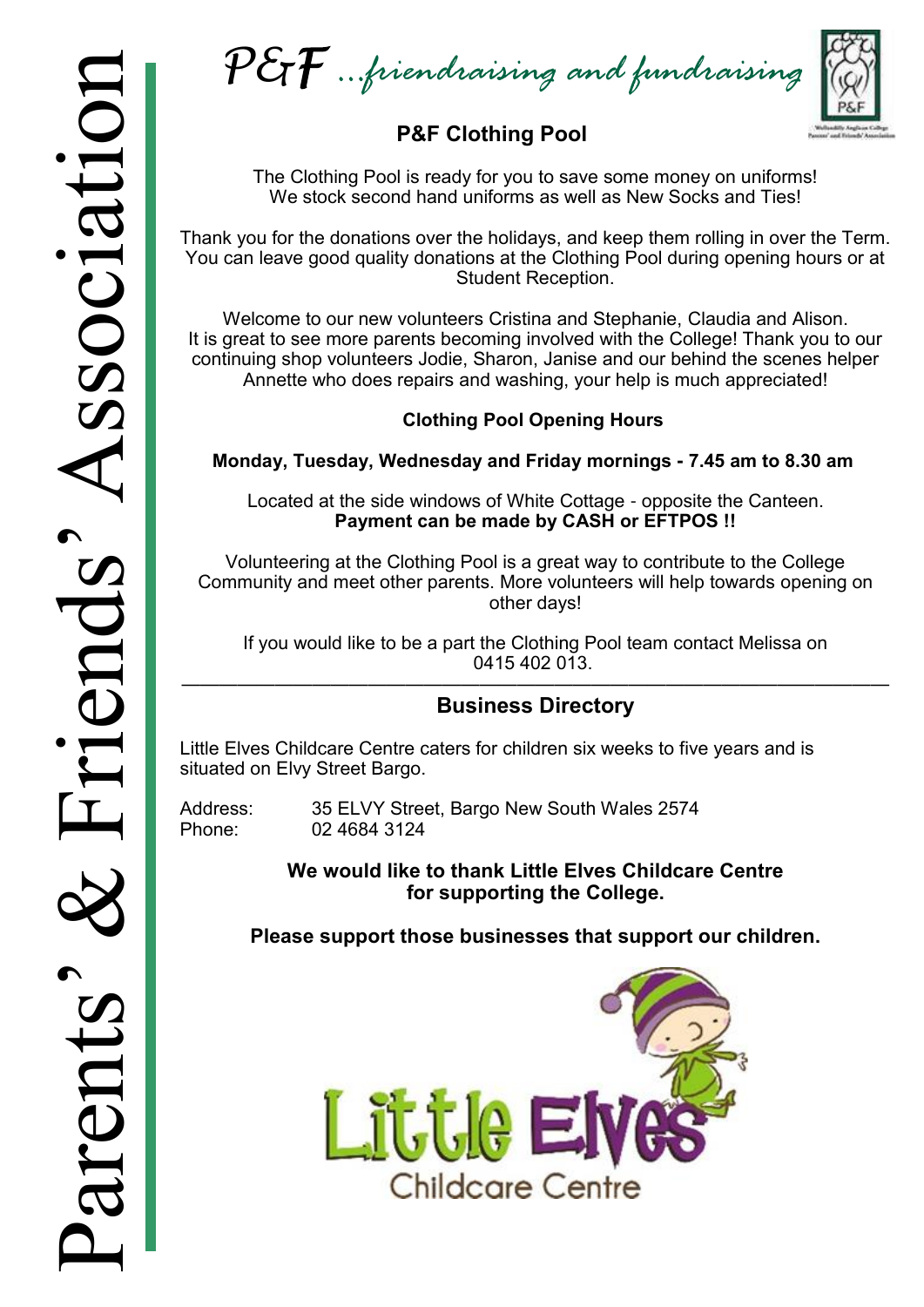# P&F ...friendraising and fundraising

## P&F Clothing Pool

The Clothing Pool is ready for you to save some money on uniforms! We stock second hand uniforms as well as New Socks and Ties!

Thank you for the donations over the holidays, and keep them rolling in over the Term. You can leave good quality donations at the Clothing Pool during opening hours or at Student Reception.

Welcome to our new volunteers Cristina and Stephanie, Claudia and Alison. It is great to see more parents becoming involved with the College! Thank you to our continuing shop volunteers Jodie, Sharon, Janise and our behind the scenes helper Annette who does repairs and washing, your help is much appreciated!

**Clothing Pool Opening Hours**

**Monday, Tuesday, Wednesday and Friday mornings - 7.45 am to 8.30 am**

Located at the side windows of White Cottage - opposite the Canteen.
**Payment can be made by CASH or EFTPOS !!**

Volunteering at the Clothing Pool is a great way to contribute to the College Community and meet other parents. More volunteers will help towards opening on other days!

If you would like to be a part the Clothing Pool team contact Melissa on 0415 402 013.

---

## Business Directory

Little Elves Childcare Centre caters for children six weeks to five years and is situated on Elvy Street Bargo.

Address: 35 ELVY Street, Bargo New South Wales 2574
Phone: 02 4684 3124

**We would like to thank Little Elves Childcare Centre for supporting the College.**

**Please support those businesses that support our children.**

Little Elves Childcare Centre

Parents' & Friends' Association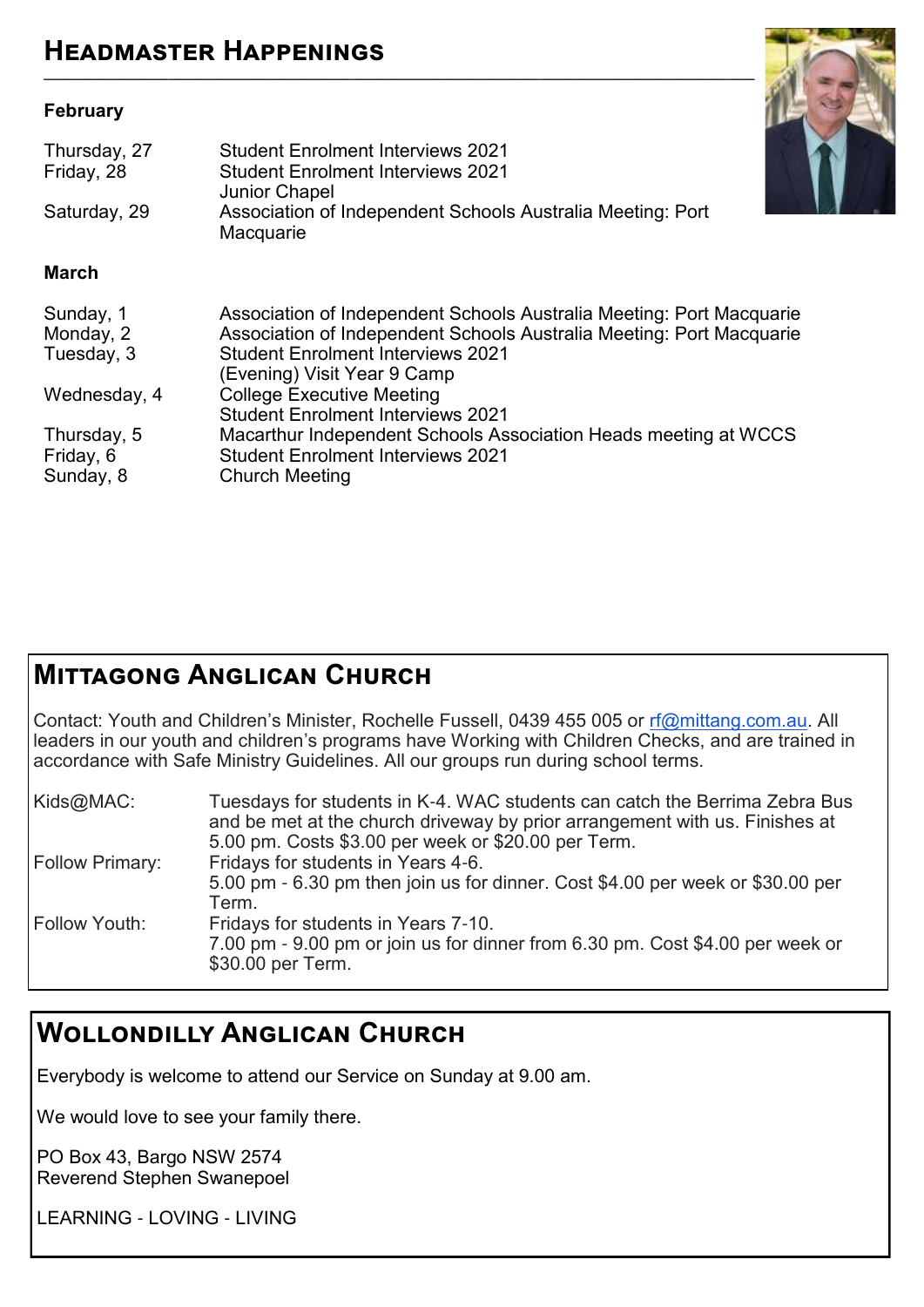## Headmaster Happenings

### February

| | |
|---|---|
| Thursday, 27 | Student Enrolment Interviews 2021 |
| Friday, 28 | Student Enrolment Interviews 2021<br>Junior Chapel |
| Saturday, 29 | Association of Independent Schools Australia Meeting: Port Macquarie |

### March

| | |
|---|---|
| Sunday, 1 | Association of Independent Schools Australia Meeting: Port Macquarie |
| Monday, 2 | Association of Independent Schools Australia Meeting: Port Macquarie |
| Tuesday, 3 | Student Enrolment Interviews 2021<br>(Evening) Visit Year 9 Camp |
| Wednesday, 4 | College Executive Meeting<br>Student Enrolment Interviews 2021 |
| Thursday, 5 | Macarthur Independent Schools Association Heads meeting at WCCS |
| Friday, 6 | Student Enrolment Interviews 2021 |
| Sunday, 8 | Church Meeting |

## Mittagong Anglican Church

Contact: Youth and Children's Minister, Rochelle Fussell, 0439 455 005 or rf@mittang.com.au. All leaders in our youth and children's programs have Working with Children Checks, and are trained in accordance with Safe Ministry Guidelines. All our groups run during school terms.

| | |
|---|---|
| Kids@MAC: | Tuesdays for students in K-4. WAC students can catch the Berrima Zebra Bus and be met at the church driveway by prior arrangement with us. Finishes at 5.00 pm. Costs $3.00 per week or $20.00 per Term. |
| Follow Primary: | Fridays for students in Years 4-6.<br>5.00 pm - 6.30 pm then join us for dinner. Cost $4.00 per week or $30.00 per Term. |
| Follow Youth: | Fridays for students in Years 7-10.<br>7.00 pm - 9.00 pm or join us for dinner from 6.30 pm. Cost $4.00 per week or $30.00 per Term. |

## Wollondilly Anglican Church

Everybody is welcome to attend our Service on Sunday at 9.00 am.

We would love to see your family there.

PO Box 43, Bargo NSW 2574
Reverend Stephen Swanepoel

LEARNING - LOVING - LIVING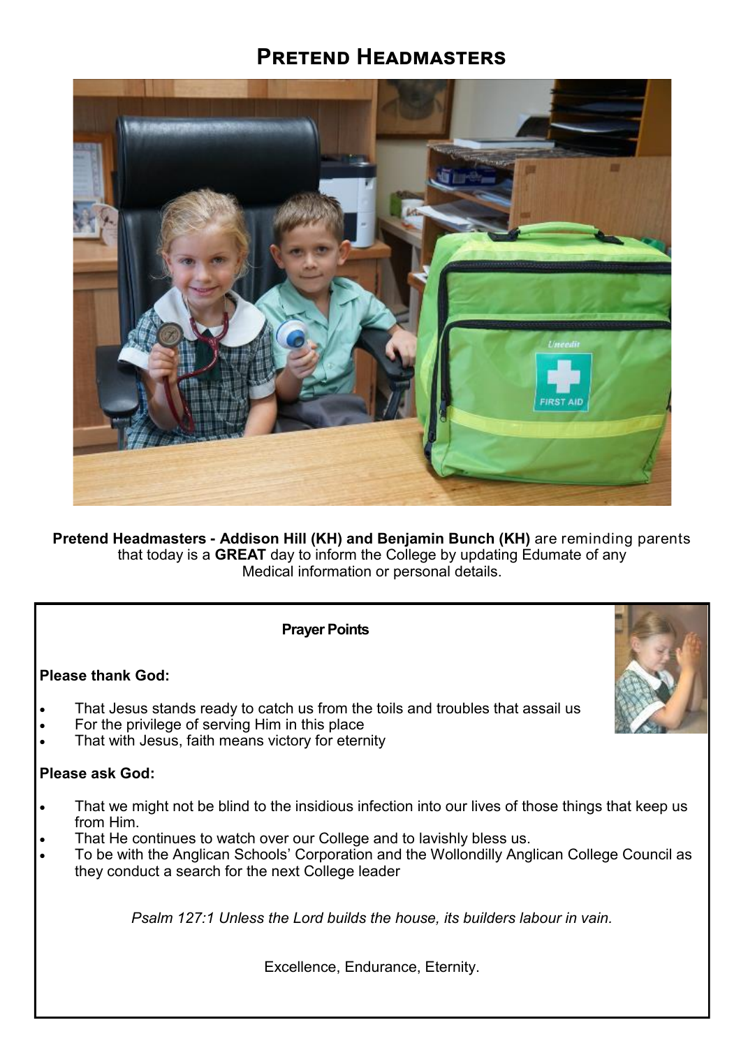# Pretend Headmasters

**Pretend Headmasters - Addison Hill (KH) and Benjamin Bunch (KH)** are reminding parents that today is a **GREAT** day to inform the College by updating Edumate of any Medical information or personal details.

**Prayer Points**

**Please thank God:**

- That Jesus stands ready to catch us from the toils and troubles that assail us
- For the privilege of serving Him in this place
- That with Jesus, faith means victory for eternity

**Please ask God:**

- That we might not be blind to the insidious infection into our lives of those things that keep us from Him.
- That He continues to watch over our College and to lavishly bless us.
- To be with the Anglican Schools' Corporation and the Wollondilly Anglican College Council as they conduct a search for the next College leader

*Psalm 127:1 Unless the Lord builds the house, its builders labour in vain.*

Excellence, Endurance, Eternity.